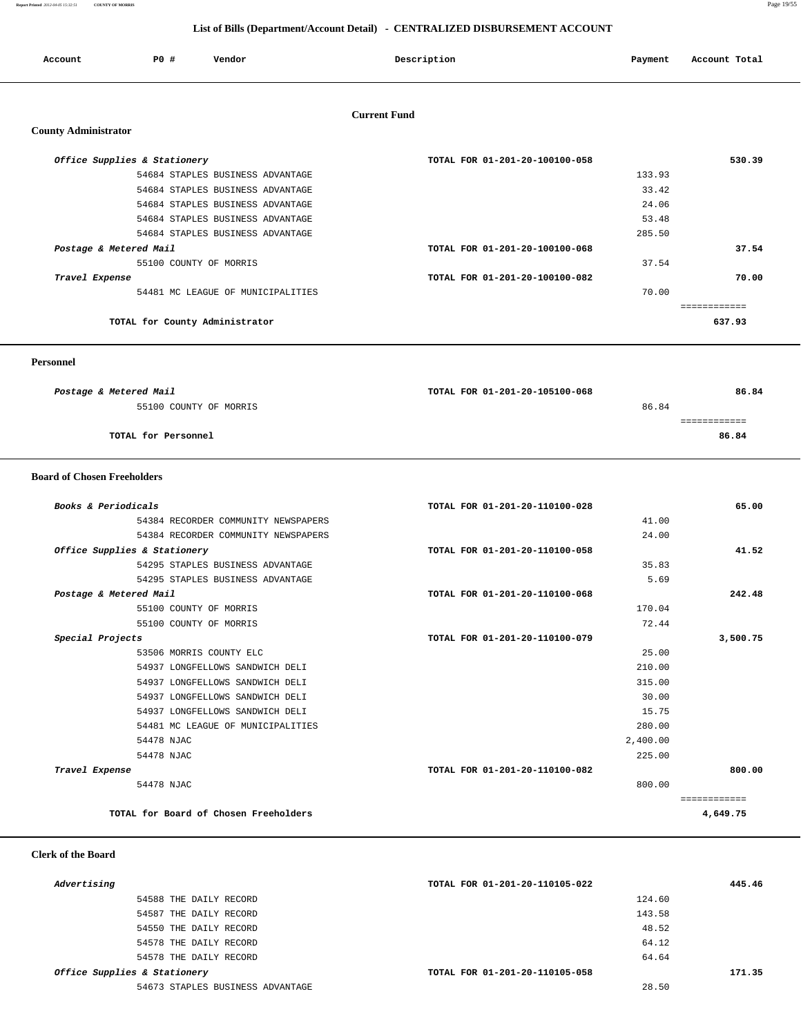## List of Bills (Department/Account Detail) - CENTRALIZED DISBURSEMENT ACCOUNT

| Account | PO # | Vendor | Description | Payment | Account Total |
|---|---|---|---|---|---|

### Current Fund

#### County Administrator

| Account | PO # | Vendor | Description | Payment | Account Total |
|---|---|---|---|---|---|
| *Office Supplies & Stationery* | | | TOTAL FOR 01-201-20-100100-058 | | 530.39 |
| | 54684 | STAPLES BUSINESS ADVANTAGE | | 133.93 | |
| | 54684 | STAPLES BUSINESS ADVANTAGE | | 33.42 | |
| | 54684 | STAPLES BUSINESS ADVANTAGE | | 24.06 | |
| | 54684 | STAPLES BUSINESS ADVANTAGE | | 53.48 | |
| | 54684 | STAPLES BUSINESS ADVANTAGE | | 285.50 | |
| *Postage & Metered Mail* | | | TOTAL FOR 01-201-20-100100-068 | | 37.54 |
| | 55100 | COUNTY OF MORRIS | | 37.54 | |
| *Travel Expense* | | | TOTAL FOR 01-201-20-100100-082 | | 70.00 |
| | 54481 | MC LEAGUE OF MUNICIPALITIES | | 70.00 | |
| | | TOTAL for County Administrator | | | 637.93 |

#### Personnel

| Account | PO # | Vendor | Description | Payment | Account Total |
|---|---|---|---|---|---|
| *Postage & Metered Mail* | | | TOTAL FOR 01-201-20-105100-068 | | 86.84 |
| | 55100 | COUNTY OF MORRIS | | 86.84 | |
| | | TOTAL for Personnel | | | 86.84 |

#### Board of Chosen Freeholders

| Account | PO # | Vendor | Description | Payment | Account Total |
|---|---|---|---|---|---|
| *Books & Periodicals* | | | TOTAL FOR 01-201-20-110100-028 | | 65.00 |
| | 54384 | RECORDER COMMUNITY NEWSPAPERS | | 41.00 | |
| | 54384 | RECORDER COMMUNITY NEWSPAPERS | | 24.00 | |
| *Office Supplies & Stationery* | | | TOTAL FOR 01-201-20-110100-058 | | 41.52 |
| | 54295 | STAPLES BUSINESS ADVANTAGE | | 35.83 | |
| | 54295 | STAPLES BUSINESS ADVANTAGE | | 5.69 | |
| *Postage & Metered Mail* | | | TOTAL FOR 01-201-20-110100-068 | | 242.48 |
| | 55100 | COUNTY OF MORRIS | | 170.04 | |
| | 55100 | COUNTY OF MORRIS | | 72.44 | |
| *Special Projects* | | | TOTAL FOR 01-201-20-110100-079 | | 3,500.75 |
| | 53506 | MORRIS COUNTY ELC | | 25.00 | |
| | 54937 | LONGFELLOWS SANDWICH DELI | | 210.00 | |
| | 54937 | LONGFELLOWS SANDWICH DELI | | 315.00 | |
| | 54937 | LONGFELLOWS SANDWICH DELI | | 30.00 | |
| | 54937 | LONGFELLOWS SANDWICH DELI | | 15.75 | |
| | 54481 | MC LEAGUE OF MUNICIPALITIES | | 280.00 | |
| | 54478 | NJAC | | 2,400.00 | |
| | 54478 | NJAC | | 225.00 | |
| *Travel Expense* | | | TOTAL FOR 01-201-20-110100-082 | | 800.00 |
| | 54478 | NJAC | | 800.00 | |
| | | TOTAL for Board of Chosen Freeholders | | | 4,649.75 |

#### Clerk of the Board

| Account | PO # | Vendor | Description | Payment | Account Total |
|---|---|---|---|---|---|
| *Advertising* | | | TOTAL FOR 01-201-20-110105-022 | | 445.46 |
| | 54588 | THE DAILY RECORD | | 124.60 | |
| | 54587 | THE DAILY RECORD | | 143.58 | |
| | 54550 | THE DAILY RECORD | | 48.52 | |
| | 54578 | THE DAILY RECORD | | 64.12 | |
| | 54578 | THE DAILY RECORD | | 64.64 | |
| *Office Supplies & Stationery* | | | TOTAL FOR 01-201-20-110105-058 | | 171.35 |
| | 54673 | STAPLES BUSINESS ADVANTAGE | | 28.50 | |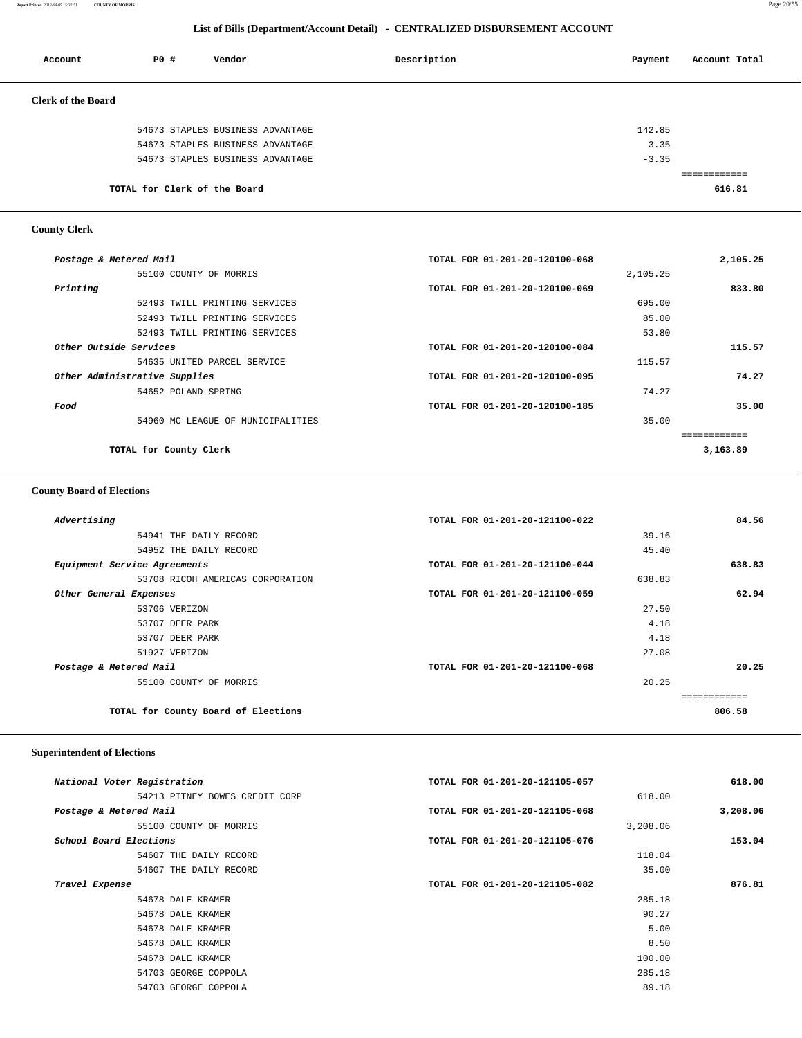## List of Bills (Department/Account Detail) - CENTRALIZED DISBURSEMENT ACCOUNT

| Account | PO # | Vendor | Description | Payment | Account Total |
|---|---|---|---|---|---|

### Clerk of the Board

| Account | PO # | Vendor | Description | Payment | Account Total |
|---|---|---|---|---|---|
| | 54673 | STAPLES BUSINESS ADVANTAGE | | 142.85 | |
| | 54673 | STAPLES BUSINESS ADVANTAGE | | 3.35 | |
| | 54673 | STAPLES BUSINESS ADVANTAGE | | -3.35 | |
| | | TOTAL for Clerk of the Board | | | 616.81 |

### County Clerk

| Account | PO # | Vendor | Description | Payment | Account Total |
|---|---|---|---|---|---|
| *Postage & Metered Mail* | | | TOTAL FOR 01-201-20-120100-068 | | 2,105.25 |
| | 55100 | COUNTY OF MORRIS | | 2,105.25 | |
| *Printing* | | | TOTAL FOR 01-201-20-120100-069 | | 833.80 |
| | 52493 | TWILL PRINTING SERVICES | | 695.00 | |
| | 52493 | TWILL PRINTING SERVICES | | 85.00 | |
| | 52493 | TWILL PRINTING SERVICES | | 53.80 | |
| *Other Outside Services* | | | TOTAL FOR 01-201-20-120100-084 | | 115.57 |
| | 54635 | UNITED PARCEL SERVICE | | 115.57 | |
| *Other Administrative Supplies* | | | TOTAL FOR 01-201-20-120100-095 | | 74.27 |
| | 54652 | POLAND SPRING | | 74.27 | |
| *Food* | | | TOTAL FOR 01-201-20-120100-185 | | 35.00 |
| | 54960 | MC LEAGUE OF MUNICIPALITIES | | 35.00 | |
| | | TOTAL for County Clerk | | | 3,163.89 |

### County Board of Elections

| Account | PO # | Vendor | Description | Payment | Account Total |
|---|---|---|---|---|---|
| *Advertising* | | | TOTAL FOR 01-201-20-121100-022 | | 84.56 |
| | 54941 | THE DAILY RECORD | | 39.16 | |
| | 54952 | THE DAILY RECORD | | 45.40 | |
| *Equipment Service Agreements* | | | TOTAL FOR 01-201-20-121100-044 | | 638.83 |
| | 53708 | RICOH AMERICAS CORPORATION | | 638.83 | |
| *Other General Expenses* | | | TOTAL FOR 01-201-20-121100-059 | | 62.94 |
| | 53706 | VERIZON | | 27.50 | |
| | 53707 | DEER PARK | | 4.18 | |
| | 53707 | DEER PARK | | 4.18 | |
| | 51927 | VERIZON | | 27.08 | |
| *Postage & Metered Mail* | | | TOTAL FOR 01-201-20-121100-068 | | 20.25 |
| | 55100 | COUNTY OF MORRIS | | 20.25 | |
| | | TOTAL for County Board of Elections | | | 806.58 |

### Superintendent of Elections

| Account | PO # | Vendor | Description | Payment | Account Total |
|---|---|---|---|---|---|
| *National Voter Registration* | | | TOTAL FOR 01-201-20-121105-057 | | 618.00 |
| | 54213 | PITNEY BOWES CREDIT CORP | | 618.00 | |
| *Postage & Metered Mail* | | | TOTAL FOR 01-201-20-121105-068 | | 3,208.06 |
| | 55100 | COUNTY OF MORRIS | | 3,208.06 | |
| *School Board Elections* | | | TOTAL FOR 01-201-20-121105-076 | | 153.04 |
| | 54607 | THE DAILY RECORD | | 118.04 | |
| | 54607 | THE DAILY RECORD | | 35.00 | |
| *Travel Expense* | | | TOTAL FOR 01-201-20-121105-082 | | 876.81 |
| | 54678 | DALE KRAMER | | 285.18 | |
| | 54678 | DALE KRAMER | | 90.27 | |
| | 54678 | DALE KRAMER | | 5.00 | |
| | 54678 | DALE KRAMER | | 8.50 | |
| | 54678 | DALE KRAMER | | 100.00 | |
| | 54703 | GEORGE COPPOLA | | 285.18 | |
| | 54703 | GEORGE COPPOLA | | 89.18 | |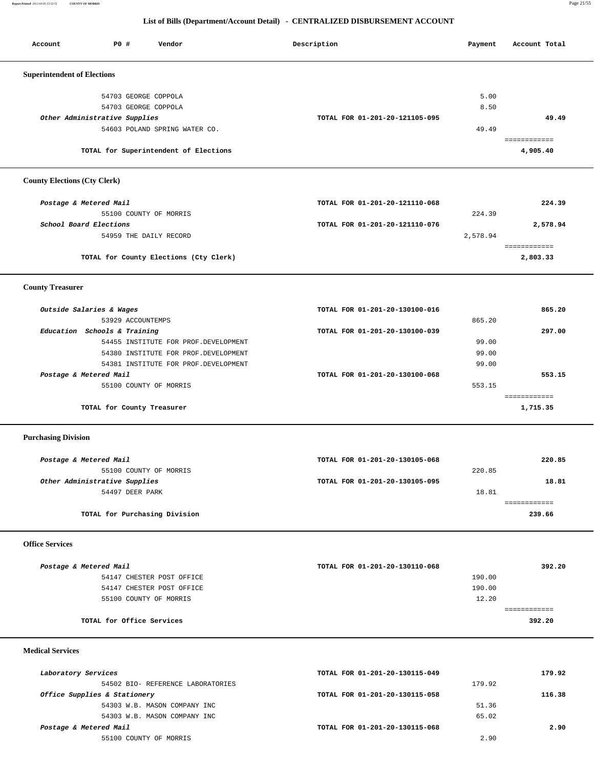## List of Bills (Department/Account Detail) - CENTRALIZED DISBURSEMENT ACCOUNT

| Account | PO # | Vendor | Description | Payment | Account Total |
|---|---|---|---|---|---|

### Superintendent of Elections

| Account | PO # | Vendor | Description | Payment | Account Total |
|---|---|---|---|---|---|
| | 54703 | GEORGE COPPOLA | | 5.00 | |
| | 54703 | GEORGE COPPOLA | | 8.50 | |
| *Other Administrative Supplies* | | | TOTAL FOR 01-201-20-121105-095 | | **49.49** |
| | 54603 | POLAND SPRING WATER CO. | | 49.49 | |
| | | **TOTAL for Superintendent of Elections** | | | **4,905.40** |

### County Elections (Cty Clerk)

| Account | PO # | Vendor | Description | Payment | Account Total |
|---|---|---|---|---|---|
| *Postage & Metered Mail* | | | TOTAL FOR 01-201-20-121110-068 | | **224.39** |
| | 55100 | COUNTY OF MORRIS | | 224.39 | |
| *School Board Elections* | | | TOTAL FOR 01-201-20-121110-076 | | **2,578.94** |
| | 54959 | THE DAILY RECORD | | 2,578.94 | |
| | | **TOTAL for County Elections (Cty Clerk)** | | | **2,803.33** |

### County Treasurer

| Account | PO # | Vendor | Description | Payment | Account Total |
|---|---|---|---|---|---|
| *Outside Salaries & Wages* | | | TOTAL FOR 01-201-20-130100-016 | | **865.20** |
| | 53929 | ACCOUNTEMPS | | 865.20 | |
| *Education Schools & Training* | | | TOTAL FOR 01-201-20-130100-039 | | **297.00** |
| | 54455 | INSTITUTE FOR PROF.DEVELOPMENT | | 99.00 | |
| | 54380 | INSTITUTE FOR PROF.DEVELOPMENT | | 99.00 | |
| | 54381 | INSTITUTE FOR PROF.DEVELOPMENT | | 99.00 | |
| *Postage & Metered Mail* | | | TOTAL FOR 01-201-20-130100-068 | | **553.15** |
| | 55100 | COUNTY OF MORRIS | | 553.15 | |
| | | **TOTAL for County Treasurer** | | | **1,715.35** |

### Purchasing Division

| Account | PO # | Vendor | Description | Payment | Account Total |
|---|---|---|---|---|---|
| *Postage & Metered Mail* | | | TOTAL FOR 01-201-20-130105-068 | | **220.85** |
| | 55100 | COUNTY OF MORRIS | | 220.85 | |
| *Other Administrative Supplies* | | | TOTAL FOR 01-201-20-130105-095 | | **18.81** |
| | 54497 | DEER PARK | | 18.81 | |
| | | **TOTAL for Purchasing Division** | | | **239.66** |

### Office Services

| Account | PO # | Vendor | Description | Payment | Account Total |
|---|---|---|---|---|---|
| *Postage & Metered Mail* | | | TOTAL FOR 01-201-20-130110-068 | | **392.20** |
| | 54147 | CHESTER POST OFFICE | | 190.00 | |
| | 54147 | CHESTER POST OFFICE | | 190.00 | |
| | 55100 | COUNTY OF MORRIS | | 12.20 | |
| | | **TOTAL for Office Services** | | | **392.20** |

### Medical Services

| Account | PO # | Vendor | Description | Payment | Account Total |
|---|---|---|---|---|---|
| *Laboratory Services* | | | TOTAL FOR 01-201-20-130115-049 | | **179.92** |
| | 54502 | BIO- REFERENCE LABORATORIES | | 179.92 | |
| *Office Supplies & Stationery* | | | TOTAL FOR 01-201-20-130115-058 | | **116.38** |
| | 54303 | W.B. MASON COMPANY INC | | 51.36 | |
| | 54303 | W.B. MASON COMPANY INC | | 65.02 | |
| *Postage & Metered Mail* | | | TOTAL FOR 01-201-20-130115-068 | | **2.90** |
| | 55100 | COUNTY OF MORRIS | | 2.90 | |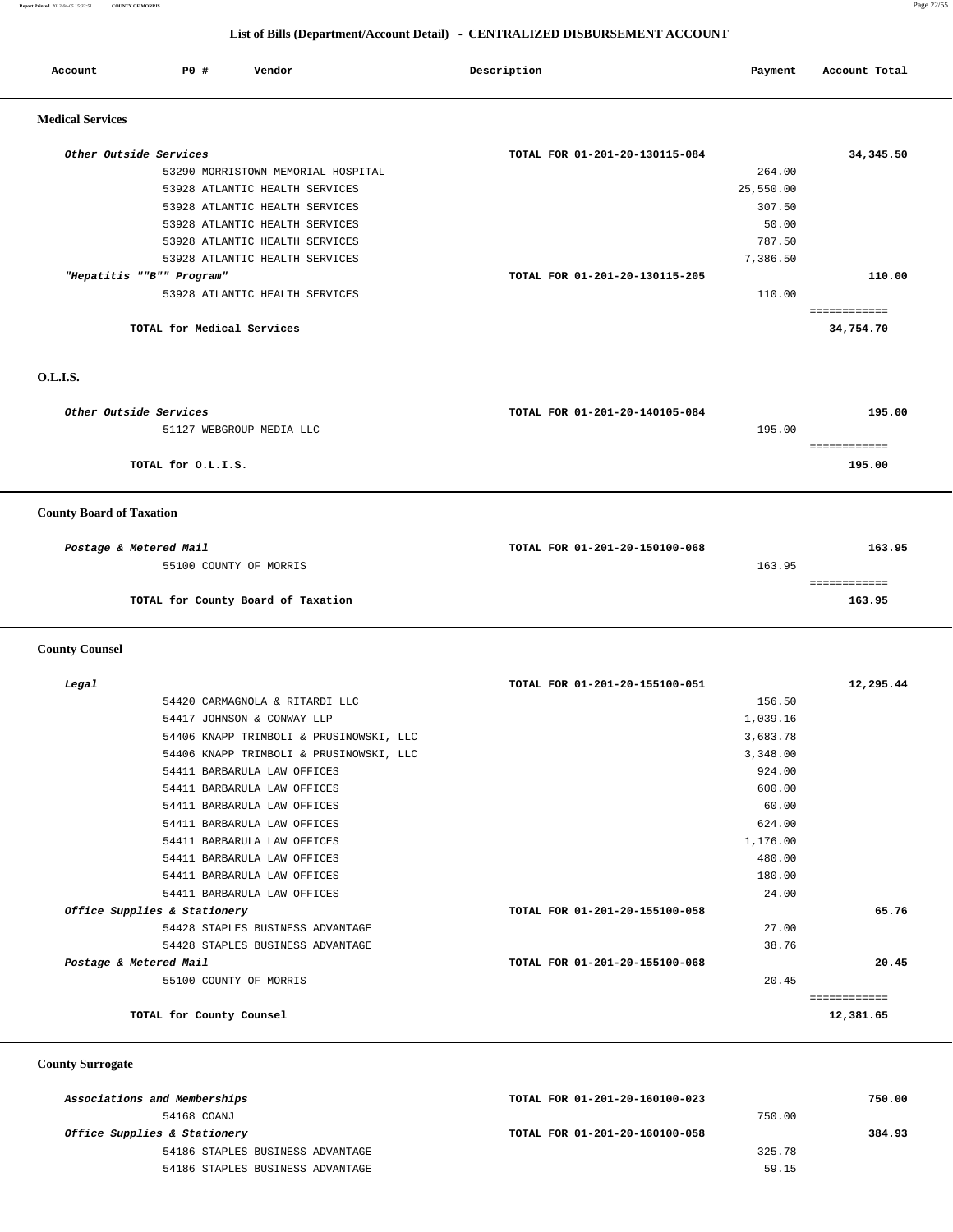## List of Bills (Department/Account Detail) - CENTRALIZED DISBURSEMENT ACCOUNT

| Account | PO # | Vendor | Description | Payment | Account Total |
|---|---|---|---|---|---|

### Medical Services

| Account | PO # | Vendor | Description | Payment | Account Total |
|---|---|---|---|---|---|
| *Other Outside Services* | | | TOTAL FOR 01-201-20-130115-084 | | 34,345.50 |
| | 53290 | MORRISTOWN MEMORIAL HOSPITAL | | 264.00 | |
| | 53928 | ATLANTIC HEALTH SERVICES | | 25,550.00 | |
| | 53928 | ATLANTIC HEALTH SERVICES | | 307.50 | |
| | 53928 | ATLANTIC HEALTH SERVICES | | 50.00 | |
| | 53928 | ATLANTIC HEALTH SERVICES | | 787.50 | |
| | 53928 | ATLANTIC HEALTH SERVICES | | 7,386.50 | |
| *"Hepatitis ""B"" Program"* | | | TOTAL FOR 01-201-20-130115-205 | | 110.00 |
| | 53928 | ATLANTIC HEALTH SERVICES | | 110.00 | |
| **TOTAL for Medical Services** | | | | | **34,754.70** |

### O.L.I.S.

| Account | PO # | Vendor | Description | Payment | Account Total |
|---|---|---|---|---|---|
| *Other Outside Services* | | | TOTAL FOR 01-201-20-140105-084 | | 195.00 |
| | 51127 | WEBGROUP MEDIA LLC | | 195.00 | |
| **TOTAL for O.L.I.S.** | | | | | **195.00** |

### County Board of Taxation

| Account | PO # | Vendor | Description | Payment | Account Total |
|---|---|---|---|---|---|
| *Postage & Metered Mail* | | | TOTAL FOR 01-201-20-150100-068 | | 163.95 |
| | 55100 | COUNTY OF MORRIS | | 163.95 | |
| **TOTAL for County Board of Taxation** | | | | | **163.95** |

### County Counsel

| Account | PO # | Vendor | Description | Payment | Account Total |
|---|---|---|---|---|---|
| *Legal* | | | TOTAL FOR 01-201-20-155100-051 | | 12,295.44 |
| | 54420 | CARMAGNOLA & RITARDI LLC | | 156.50 | |
| | 54417 | JOHNSON & CONWAY LLP | | 1,039.16 | |
| | 54406 | KNAPP TRIMBOLI & PRUSINOWSKI, LLC | | 3,683.78 | |
| | 54406 | KNAPP TRIMBOLI & PRUSINOWSKI, LLC | | 3,348.00 | |
| | 54411 | BARBARULA LAW OFFICES | | 924.00 | |
| | 54411 | BARBARULA LAW OFFICES | | 600.00 | |
| | 54411 | BARBARULA LAW OFFICES | | 60.00 | |
| | 54411 | BARBARULA LAW OFFICES | | 624.00 | |
| | 54411 | BARBARULA LAW OFFICES | | 1,176.00 | |
| | 54411 | BARBARULA LAW OFFICES | | 480.00 | |
| | 54411 | BARBARULA LAW OFFICES | | 180.00 | |
| | 54411 | BARBARULA LAW OFFICES | | 24.00 | |
| *Office Supplies & Stationery* | | | TOTAL FOR 01-201-20-155100-058 | | 65.76 |
| | 54428 | STAPLES BUSINESS ADVANTAGE | | 27.00 | |
| | 54428 | STAPLES BUSINESS ADVANTAGE | | 38.76 | |
| *Postage & Metered Mail* | | | TOTAL FOR 01-201-20-155100-068 | | 20.45 |
| | 55100 | COUNTY OF MORRIS | | 20.45 | |
| **TOTAL for County Counsel** | | | | | **12,381.65** |

### County Surrogate

| Account | PO # | Vendor | Description | Payment | Account Total |
|---|---|---|---|---|---|
| *Associations and Memberships* | | | TOTAL FOR 01-201-20-160100-023 | | 750.00 |
| | 54168 | COANJ | | 750.00 | |
| *Office Supplies & Stationery* | | | TOTAL FOR 01-201-20-160100-058 | | 384.93 |
| | 54186 | STAPLES BUSINESS ADVANTAGE | | 325.78 | |
| | 54186 | STAPLES BUSINESS ADVANTAGE | | 59.15 | |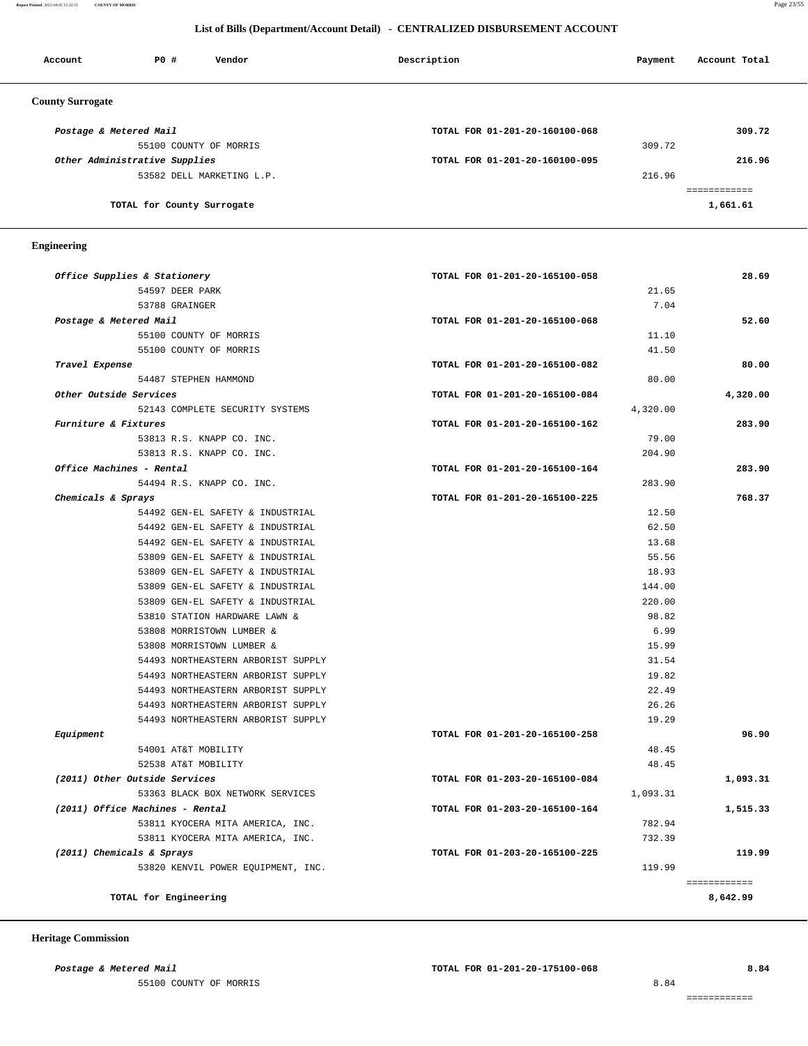## List of Bills (Department/Account Detail) - CENTRALIZED DISBURSEMENT ACCOUNT

| Account | PO # | Vendor | Description | Payment | Account Total |
|---|---|---|---|---|---|

### County Surrogate

| Account | PO # | Vendor | Description | Payment | Account Total |
|---|---|---|---|---|---|
| *Postage & Metered Mail* | | | TOTAL FOR 01-201-20-160100-068 | | 309.72 |
| | 55100 | COUNTY OF MORRIS | | 309.72 | |
| *Other Administrative Supplies* | | | TOTAL FOR 01-201-20-160100-095 | | 216.96 |
| | 53582 | DELL MARKETING L.P. | | 216.96 | |
| | | TOTAL for County Surrogate | | | 1,661.61 |

### Engineering

| Account | PO # | Vendor | Description | Payment | Account Total |
|---|---|---|---|---|---|
| *Office Supplies & Stationery* | | | TOTAL FOR 01-201-20-165100-058 | | 28.69 |
| | 54597 | DEER PARK | | 21.65 | |
| | 53788 | GRAINGER | | 7.04 | |
| *Postage & Metered Mail* | | | TOTAL FOR 01-201-20-165100-068 | | 52.60 |
| | 55100 | COUNTY OF MORRIS | | 11.10 | |
| | 55100 | COUNTY OF MORRIS | | 41.50 | |
| *Travel Expense* | | | TOTAL FOR 01-201-20-165100-082 | | 80.00 |
| | 54487 | STEPHEN HAMMOND | | 80.00 | |
| *Other Outside Services* | | | TOTAL FOR 01-201-20-165100-084 | | 4,320.00 |
| | 52143 | COMPLETE SECURITY SYSTEMS | | 4,320.00 | |
| *Furniture & Fixtures* | | | TOTAL FOR 01-201-20-165100-162 | | 283.90 |
| | 53813 | R.S. KNAPP CO. INC. | | 79.00 | |
| | 53813 | R.S. KNAPP CO. INC. | | 204.90 | |
| *Office Machines - Rental* | | | TOTAL FOR 01-201-20-165100-164 | | 283.90 |
| | 54494 | R.S. KNAPP CO. INC. | | 283.90 | |
| *Chemicals & Sprays* | | | TOTAL FOR 01-201-20-165100-225 | | 768.37 |
| | 54492 | GEN-EL SAFETY & INDUSTRIAL | | 12.50 | |
| | 54492 | GEN-EL SAFETY & INDUSTRIAL | | 62.50 | |
| | 54492 | GEN-EL SAFETY & INDUSTRIAL | | 13.68 | |
| | 53809 | GEN-EL SAFETY & INDUSTRIAL | | 55.56 | |
| | 53809 | GEN-EL SAFETY & INDUSTRIAL | | 18.93 | |
| | 53809 | GEN-EL SAFETY & INDUSTRIAL | | 144.00 | |
| | 53809 | GEN-EL SAFETY & INDUSTRIAL | | 220.00 | |
| | 53810 | STATION HARDWARE LAWN & | | 98.82 | |
| | 53808 | MORRISTOWN LUMBER & | | 6.99 | |
| | 53808 | MORRISTOWN LUMBER & | | 15.99 | |
| | 54493 | NORTHEASTERN ARBORIST SUPPLY | | 31.54 | |
| | 54493 | NORTHEASTERN ARBORIST SUPPLY | | 19.82 | |
| | 54493 | NORTHEASTERN ARBORIST SUPPLY | | 22.49 | |
| | 54493 | NORTHEASTERN ARBORIST SUPPLY | | 26.26 | |
| | 54493 | NORTHEASTERN ARBORIST SUPPLY | | 19.29 | |
| *Equipment* | | | TOTAL FOR 01-201-20-165100-258 | | 96.90 |
| | 54001 | AT&T MOBILITY | | 48.45 | |
| | 52538 | AT&T MOBILITY | | 48.45 | |
| *(2011) Other Outside Services* | | | TOTAL FOR 01-203-20-165100-084 | | 1,093.31 |
| | 53363 | BLACK BOX NETWORK SERVICES | | 1,093.31 | |
| *(2011) Office Machines - Rental* | | | TOTAL FOR 01-203-20-165100-164 | | 1,515.33 |
| | 53811 | KYOCERA MITA AMERICA, INC. | | 782.94 | |
| | 53811 | KYOCERA MITA AMERICA, INC. | | 732.39 | |
| *(2011) Chemicals & Sprays* | | | TOTAL FOR 01-203-20-165100-225 | | 119.99 |
| | 53820 | KENVIL POWER EQUIPMENT, INC. | | 119.99 | |
| | | TOTAL for Engineering | | | 8,642.99 |

### Heritage Commission

| Account | PO # | Vendor | Description | Payment | Account Total |
|---|---|---|---|---|---|
| *Postage & Metered Mail* | | | TOTAL FOR 01-201-20-175100-068 | | 8.84 |
| | 55100 | COUNTY OF MORRIS | | 8.84 | |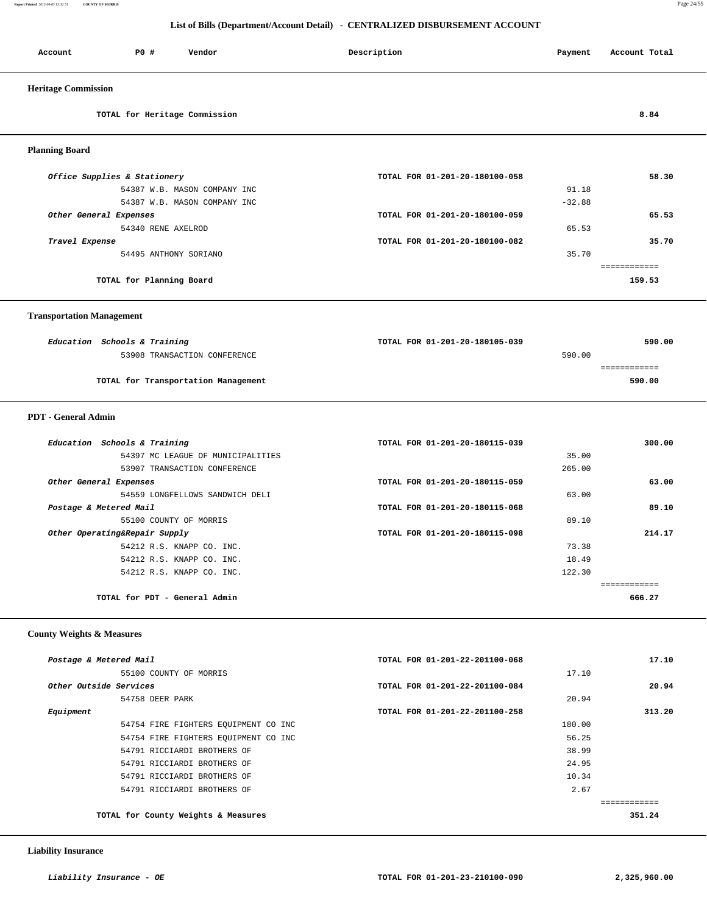## List of Bills (Department/Account Detail) - CENTRALIZED DISBURSEMENT ACCOUNT

| Account | PO # | Vendor | Description | Payment | Account Total |
|---|---|---|---|---|---|

### Heritage Commission

| | | | | |
|---|---|---|---|---|
| **TOTAL for Heritage Commission** | | | | **8.84** |

### Planning Board

| Account | PO # / Vendor | Description | Payment | Account Total |
|---|---|---|---|---|
| *Office Supplies & Stationery* | | TOTAL FOR 01-201-20-180100-058 | | **58.30** |
| | 54387 W.B. MASON COMPANY INC | | 91.18 | |
| | 54387 W.B. MASON COMPANY INC | | -32.88 | |
| *Other General Expenses* | | TOTAL FOR 01-201-20-180100-059 | | **65.53** |
| | 54340 RENE AXELROD | | 65.53 | |
| *Travel Expense* | | TOTAL FOR 01-201-20-180100-082 | | **35.70** |
| | 54495 ANTHONY SORIANO | | 35.70 | |
| **TOTAL for Planning Board** | | | | **159.53** |

### Transportation Management

| Account | PO # / Vendor | Description | Payment | Account Total |
|---|---|---|---|---|
| *Education Schools & Training* | | TOTAL FOR 01-201-20-180105-039 | | **590.00** |
| | 53908 TRANSACTION CONFERENCE | | 590.00 | |
| **TOTAL for Transportation Management** | | | | **590.00** |

### PDT - General Admin

| Account | PO # / Vendor | Description | Payment | Account Total |
|---|---|---|---|---|
| *Education Schools & Training* | | TOTAL FOR 01-201-20-180115-039 | | **300.00** |
| | 54397 MC LEAGUE OF MUNICIPALITIES | | 35.00 | |
| | 53907 TRANSACTION CONFERENCE | | 265.00 | |
| *Other General Expenses* | | TOTAL FOR 01-201-20-180115-059 | | **63.00** |
| | 54559 LONGFELLOWS SANDWICH DELI | | 63.00 | |
| *Postage & Metered Mail* | | TOTAL FOR 01-201-20-180115-068 | | **89.10** |
| | 55100 COUNTY OF MORRIS | | 89.10 | |
| *Other Operating&Repair Supply* | | TOTAL FOR 01-201-20-180115-098 | | **214.17** |
| | 54212 R.S. KNAPP CO. INC. | | 73.38 | |
| | 54212 R.S. KNAPP CO. INC. | | 18.49 | |
| | 54212 R.S. KNAPP CO. INC. | | 122.30 | |
| **TOTAL for PDT - General Admin** | | | | **666.27** |

### County Weights & Measures

| Account | PO # / Vendor | Description | Payment | Account Total |
|---|---|---|---|---|
| *Postage & Metered Mail* | | TOTAL FOR 01-201-22-201100-068 | | **17.10** |
| | 55100 COUNTY OF MORRIS | | 17.10 | |
| *Other Outside Services* | | TOTAL FOR 01-201-22-201100-084 | | **20.94** |
| | 54758 DEER PARK | | 20.94 | |
| *Equipment* | | TOTAL FOR 01-201-22-201100-258 | | **313.20** |
| | 54754 FIRE FIGHTERS EQUIPMENT CO INC | | 180.00 | |
| | 54754 FIRE FIGHTERS EQUIPMENT CO INC | | 56.25 | |
| | 54791 RICCIARDI BROTHERS OF | | 38.99 | |
| | 54791 RICCIARDI BROTHERS OF | | 24.95 | |
| | 54791 RICCIARDI BROTHERS OF | | 10.34 | |
| | 54791 RICCIARDI BROTHERS OF | | 2.67 | |
| **TOTAL for County Weights & Measures** | | | | **351.24** |

### Liability Insurance

| Account | PO # / Vendor | Description | Payment | Account Total |
|---|---|---|---|---|
| *Liability Insurance - OE* | | TOTAL FOR 01-201-23-210100-090 | | **2,325,960.00** |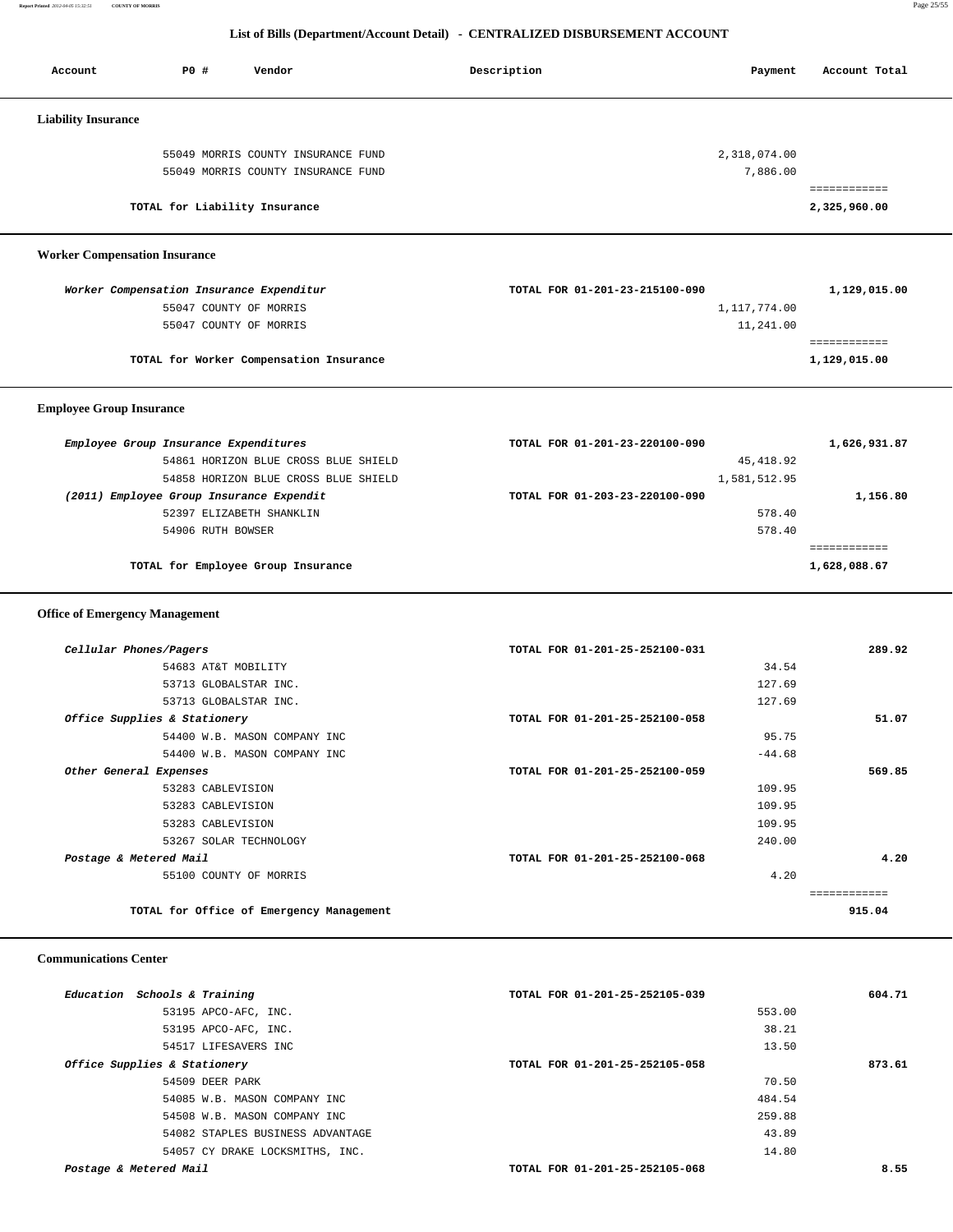## List of Bills (Department/Account Detail) - CENTRALIZED DISBURSEMENT ACCOUNT

| Account | PO # | Vendor | Description | Payment | Account Total |
|---|---|---|---|---|---|

### Liability Insurance

| Account | PO # | Vendor | Description | Payment | Account Total |
|---|---|---|---|---|---|
| | 55049 | MORRIS COUNTY INSURANCE FUND | | 2,318,074.00 | |
| | 55049 | MORRIS COUNTY INSURANCE FUND | | 7,886.00 | |
| **TOTAL for Liability Insurance** | | | | | **2,325,960.00** |

### Worker Compensation Insurance

| Account | PO # | Vendor | Description | Payment | Account Total |
|---|---|---|---|---|---|
| *Worker Compensation Insurance Expenditur* | | | TOTAL FOR 01-201-23-215100-090 | | 1,129,015.00 |
| | 55047 | COUNTY OF MORRIS | | 1,117,774.00 | |
| | 55047 | COUNTY OF MORRIS | | 11,241.00 | |
| **TOTAL for Worker Compensation Insurance** | | | | | **1,129,015.00** |

### Employee Group Insurance

| Account | PO # | Vendor | Description | Payment | Account Total |
|---|---|---|---|---|---|
| *Employee Group Insurance Expenditures* | | | TOTAL FOR 01-201-23-220100-090 | | 1,626,931.87 |
| | 54861 | HORIZON BLUE CROSS BLUE SHIELD | | 45,418.92 | |
| | 54858 | HORIZON BLUE CROSS BLUE SHIELD | | 1,581,512.95 | |
| *(2011) Employee Group Insurance Expendit* | | | TOTAL FOR 01-203-23-220100-090 | | 1,156.80 |
| | 52397 | ELIZABETH SHANKLIN | | 578.40 | |
| | 54906 | RUTH BOWSER | | 578.40 | |
| **TOTAL for Employee Group Insurance** | | | | | **1,628,088.67** |

### Office of Emergency Management

| Account | PO # | Vendor | Description | Payment | Account Total |
|---|---|---|---|---|---|
| *Cellular Phones/Pagers* | | | TOTAL FOR 01-201-25-252100-031 | | 289.92 |
| | 54683 | AT&T MOBILITY | | 34.54 | |
| | 53713 | GLOBALSTAR INC. | | 127.69 | |
| | 53713 | GLOBALSTAR INC. | | 127.69 | |
| *Office Supplies & Stationery* | | | TOTAL FOR 01-201-25-252100-058 | | 51.07 |
| | 54400 | W.B. MASON COMPANY INC | | 95.75 | |
| | 54400 | W.B. MASON COMPANY INC | | -44.68 | |
| *Other General Expenses* | | | TOTAL FOR 01-201-25-252100-059 | | 569.85 |
| | 53283 | CABLEVISION | | 109.95 | |
| | 53283 | CABLEVISION | | 109.95 | |
| | 53283 | CABLEVISION | | 109.95 | |
| | 53267 | SOLAR TECHNOLOGY | | 240.00 | |
| *Postage & Metered Mail* | | | TOTAL FOR 01-201-25-252100-068 | | 4.20 |
| | 55100 | COUNTY OF MORRIS | | 4.20 | |
| **TOTAL for Office of Emergency Management** | | | | | **915.04** |

### Communications Center

| Account | PO # | Vendor | Description | Payment | Account Total |
|---|---|---|---|---|---|
| *Education Schools & Training* | | | TOTAL FOR 01-201-25-252105-039 | | 604.71 |
| | 53195 | APCO-AFC, INC. | | 553.00 | |
| | 53195 | APCO-AFC, INC. | | 38.21 | |
| | 54517 | LIFESAVERS INC | | 13.50 | |
| *Office Supplies & Stationery* | | | TOTAL FOR 01-201-25-252105-058 | | 873.61 |
| | 54509 | DEER PARK | | 70.50 | |
| | 54085 | W.B. MASON COMPANY INC | | 484.54 | |
| | 54508 | W.B. MASON COMPANY INC | | 259.88 | |
| | 54082 | STAPLES BUSINESS ADVANTAGE | | 43.89 | |
| | 54057 | CY DRAKE LOCKSMITHS, INC. | | 14.80 | |
| *Postage & Metered Mail* | | | TOTAL FOR 01-201-25-252105-068 | | 8.55 |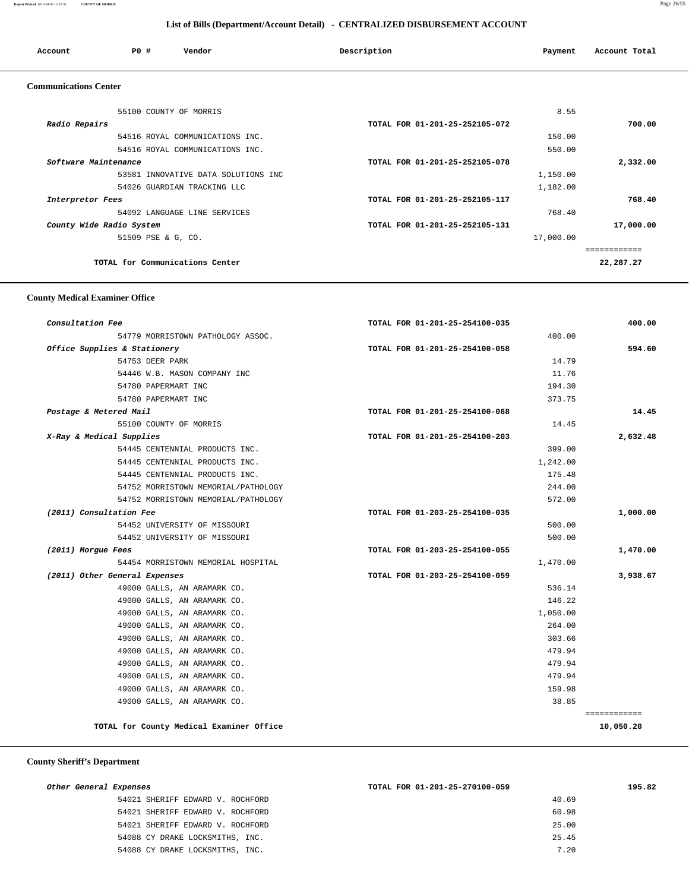## List of Bills (Department/Account Detail) - CENTRALIZED DISBURSEMENT ACCOUNT

| Account | PO # | Vendor | Description | Payment | Account Total |
|---|---|---|---|---|---|

### Communications Center

| Account | PO # | Vendor | Description | Payment | Account Total |
|---|---|---|---|---|---|
| | 55100 | COUNTY OF MORRIS | | 8.55 | |
| *Radio Repairs* | | | TOTAL FOR 01-201-25-252105-072 | | 700.00 |
| | 54516 | ROYAL COMMUNICATIONS INC. | | 150.00 | |
| | 54516 | ROYAL COMMUNICATIONS INC. | | 550.00 | |
| *Software Maintenance* | | | TOTAL FOR 01-201-25-252105-078 | | 2,332.00 |
| | 53581 | INNOVATIVE DATA SOLUTIONS INC | | 1,150.00 | |
| | 54026 | GUARDIAN TRACKING LLC | | 1,182.00 | |
| *Interpretor Fees* | | | TOTAL FOR 01-201-25-252105-117 | | 768.40 |
| | 54092 | LANGUAGE LINE SERVICES | | 768.40 | |
| *County Wide Radio System* | | | TOTAL FOR 01-201-25-252105-131 | | 17,000.00 |
| | 51509 | PSE & G, CO. | | 17,000.00 | |
| | | **TOTAL for Communications Center** | | | **22,287.27** |

### County Medical Examiner Office

| Account | PO # | Vendor | Description | Payment | Account Total |
|---|---|---|---|---|---|
| *Consultation Fee* | | | TOTAL FOR 01-201-25-254100-035 | | 400.00 |
| | 54779 | MORRISTOWN PATHOLOGY ASSOC. | | 400.00 | |
| *Office Supplies & Stationery* | | | TOTAL FOR 01-201-25-254100-058 | | 594.60 |
| | 54753 | DEER PARK | | 14.79 | |
| | 54446 | W.B. MASON COMPANY INC | | 11.76 | |
| | 54780 | PAPERMART INC | | 194.30 | |
| | 54780 | PAPERMART INC | | 373.75 | |
| *Postage & Metered Mail* | | | TOTAL FOR 01-201-25-254100-068 | | 14.45 |
| | 55100 | COUNTY OF MORRIS | | 14.45 | |
| *X-Ray & Medical Supplies* | | | TOTAL FOR 01-201-25-254100-203 | | 2,632.48 |
| | 54445 | CENTENNIAL PRODUCTS INC. | | 399.00 | |
| | 54445 | CENTENNIAL PRODUCTS INC. | | 1,242.00 | |
| | 54445 | CENTENNIAL PRODUCTS INC. | | 175.48 | |
| | 54752 | MORRISTOWN MEMORIAL/PATHOLOGY | | 244.00 | |
| | 54752 | MORRISTOWN MEMORIAL/PATHOLOGY | | 572.00 | |
| *(2011) Consultation Fee* | | | TOTAL FOR 01-203-25-254100-035 | | 1,000.00 |
| | 54452 | UNIVERSITY OF MISSOURI | | 500.00 | |
| | 54452 | UNIVERSITY OF MISSOURI | | 500.00 | |
| *(2011) Morgue Fees* | | | TOTAL FOR 01-203-25-254100-055 | | 1,470.00 |
| | 54454 | MORRISTOWN MEMORIAL HOSPITAL | | 1,470.00 | |
| *(2011) Other General Expenses* | | | TOTAL FOR 01-203-25-254100-059 | | 3,938.67 |
| | 49000 | GALLS, AN ARAMARK CO. | | 536.14 | |
| | 49000 | GALLS, AN ARAMARK CO. | | 146.22 | |
| | 49000 | GALLS, AN ARAMARK CO. | | 1,050.00 | |
| | 49000 | GALLS, AN ARAMARK CO. | | 264.00 | |
| | 49000 | GALLS, AN ARAMARK CO. | | 303.66 | |
| | 49000 | GALLS, AN ARAMARK CO. | | 479.94 | |
| | 49000 | GALLS, AN ARAMARK CO. | | 479.94 | |
| | 49000 | GALLS, AN ARAMARK CO. | | 479.94 | |
| | 49000 | GALLS, AN ARAMARK CO. | | 159.98 | |
| | 49000 | GALLS, AN ARAMARK CO. | | 38.85 | |
| | | **TOTAL for County Medical Examiner Office** | | | **10,050.20** |

### County Sheriff's Department

| Account | PO # | Vendor | Description | Payment | Account Total |
|---|---|---|---|---|---|
| *Other General Expenses* | | | TOTAL FOR 01-201-25-270100-059 | | 195.82 |
| | 54021 | SHERIFF EDWARD V. ROCHFORD | | 40.69 | |
| | 54021 | SHERIFF EDWARD V. ROCHFORD | | 60.98 | |
| | 54021 | SHERIFF EDWARD V. ROCHFORD | | 25.00 | |
| | 54088 | CY DRAKE LOCKSMITHS, INC. | | 25.45 | |
| | 54088 | CY DRAKE LOCKSMITHS, INC. | | 7.20 | |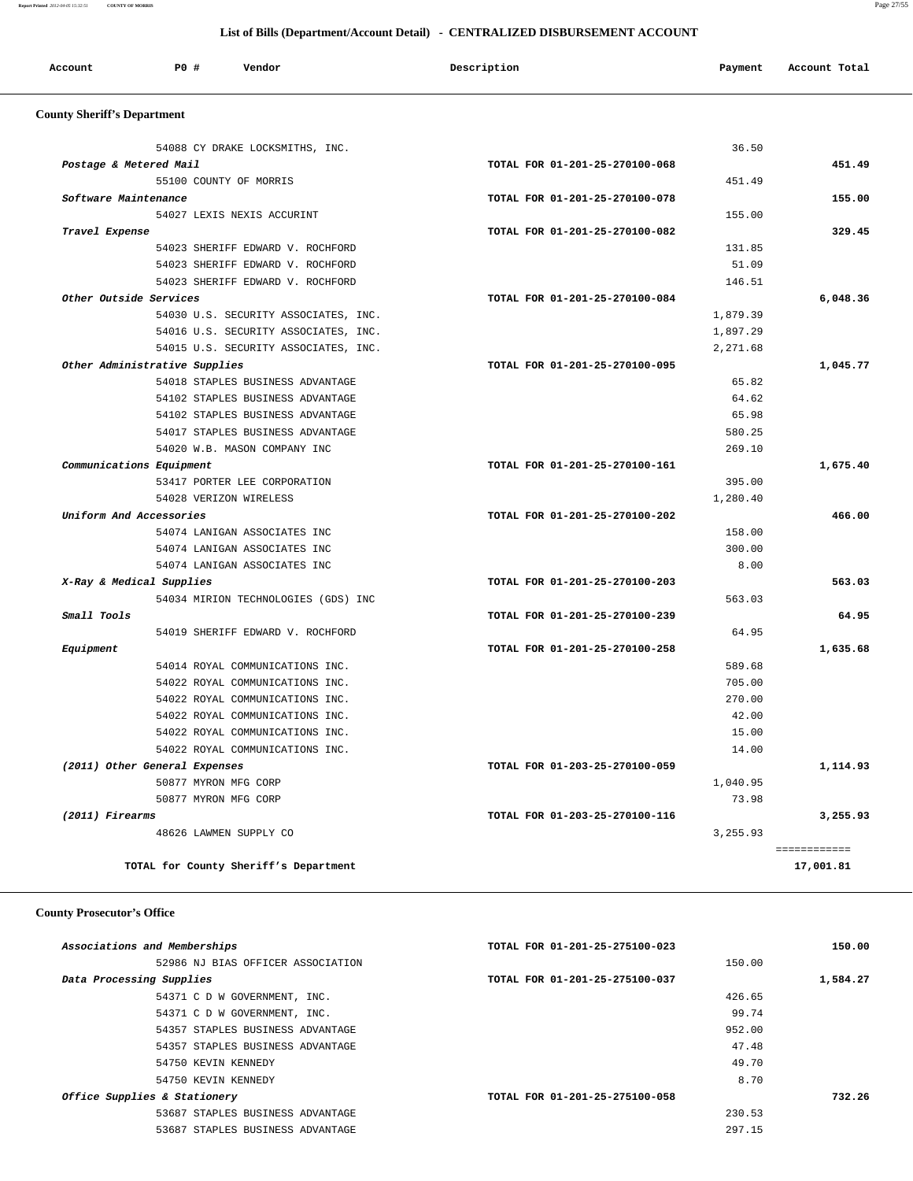## List of Bills (Department/Account Detail) - CENTRALIZED DISBURSEMENT ACCOUNT

| Account | PO # | Vendor | Description | Payment | Account Total |
|---|---|---|---|---|---|

### County Sheriff's Department

| Account | PO # | Vendor | Description | Payment | Account Total |
|---|---|---|---|---|---|
| | 54088 | CY DRAKE LOCKSMITHS, INC. | | 36.50 | |
| *Postage & Metered Mail* | | | TOTAL FOR 01-201-25-270100-068 | | 451.49 |
| | 55100 | COUNTY OF MORRIS | | 451.49 | |
| *Software Maintenance* | | | TOTAL FOR 01-201-25-270100-078 | | 155.00 |
| | 54027 | LEXIS NEXIS ACCURINT | | 155.00 | |
| *Travel Expense* | | | TOTAL FOR 01-201-25-270100-082 | | 329.45 |
| | 54023 | SHERIFF EDWARD V. ROCHFORD | | 131.85 | |
| | 54023 | SHERIFF EDWARD V. ROCHFORD | | 51.09 | |
| | 54023 | SHERIFF EDWARD V. ROCHFORD | | 146.51 | |
| *Other Outside Services* | | | TOTAL FOR 01-201-25-270100-084 | | 6,048.36 |
| | 54030 | U.S. SECURITY ASSOCIATES, INC. | | 1,879.39 | |
| | 54016 | U.S. SECURITY ASSOCIATES, INC. | | 1,897.29 | |
| | 54015 | U.S. SECURITY ASSOCIATES, INC. | | 2,271.68 | |
| *Other Administrative Supplies* | | | TOTAL FOR 01-201-25-270100-095 | | 1,045.77 |
| | 54018 | STAPLES BUSINESS ADVANTAGE | | 65.82 | |
| | 54102 | STAPLES BUSINESS ADVANTAGE | | 64.62 | |
| | 54102 | STAPLES BUSINESS ADVANTAGE | | 65.98 | |
| | 54017 | STAPLES BUSINESS ADVANTAGE | | 580.25 | |
| | 54020 | W.B. MASON COMPANY INC | | 269.10 | |
| *Communications Equipment* | | | TOTAL FOR 01-201-25-270100-161 | | 1,675.40 |
| | 53417 | PORTER LEE CORPORATION | | 395.00 | |
| | 54028 | VERIZON WIRELESS | | 1,280.40 | |
| *Uniform And Accessories* | | | TOTAL FOR 01-201-25-270100-202 | | 466.00 |
| | 54074 | LANIGAN ASSOCIATES INC | | 158.00 | |
| | 54074 | LANIGAN ASSOCIATES INC | | 300.00 | |
| | 54074 | LANIGAN ASSOCIATES INC | | 8.00 | |
| *X-Ray & Medical Supplies* | | | TOTAL FOR 01-201-25-270100-203 | | 563.03 |
| | 54034 | MIRION TECHNOLOGIES (GDS) INC | | 563.03 | |
| *Small Tools* | | | TOTAL FOR 01-201-25-270100-239 | | 64.95 |
| | 54019 | SHERIFF EDWARD V. ROCHFORD | | 64.95 | |
| *Equipment* | | | TOTAL FOR 01-201-25-270100-258 | | 1,635.68 |
| | 54014 | ROYAL COMMUNICATIONS INC. | | 589.68 | |
| | 54022 | ROYAL COMMUNICATIONS INC. | | 705.00 | |
| | 54022 | ROYAL COMMUNICATIONS INC. | | 270.00 | |
| | 54022 | ROYAL COMMUNICATIONS INC. | | 42.00 | |
| | 54022 | ROYAL COMMUNICATIONS INC. | | 15.00 | |
| | 54022 | ROYAL COMMUNICATIONS INC. | | 14.00 | |
| *(2011) Other General Expenses* | | | TOTAL FOR 01-203-25-270100-059 | | 1,114.93 |
| | 50877 | MYRON MFG CORP | | 1,040.95 | |
| | 50877 | MYRON MFG CORP | | 73.98 | |
| *(2011) Firearms* | | | TOTAL FOR 01-203-25-270100-116 | | 3,255.93 |
| | 48626 | LAWMEN SUPPLY CO | | 3,255.93 | |
| | | TOTAL for County Sheriff's Department | | | 17,001.81 |

### County Prosecutor's Office

| Account | PO # | Vendor | Description | Payment | Account Total |
|---|---|---|---|---|---|
| *Associations and Memberships* | | | TOTAL FOR 01-201-25-275100-023 | | 150.00 |
| | 52986 | NJ BIAS OFFICER ASSOCIATION | | 150.00 | |
| *Data Processing Supplies* | | | TOTAL FOR 01-201-25-275100-037 | | 1,584.27 |
| | 54371 | C D W GOVERNMENT, INC. | | 426.65 | |
| | 54371 | C D W GOVERNMENT, INC. | | 99.74 | |
| | 54357 | STAPLES BUSINESS ADVANTAGE | | 952.00 | |
| | 54357 | STAPLES BUSINESS ADVANTAGE | | 47.48 | |
| | 54750 | KEVIN KENNEDY | | 49.70 | |
| | 54750 | KEVIN KENNEDY | | 8.70 | |
| *Office Supplies & Stationery* | | | TOTAL FOR 01-201-25-275100-058 | | 732.26 |
| | 53687 | STAPLES BUSINESS ADVANTAGE | | 230.53 | |
| | 53687 | STAPLES BUSINESS ADVANTAGE | | 297.15 | |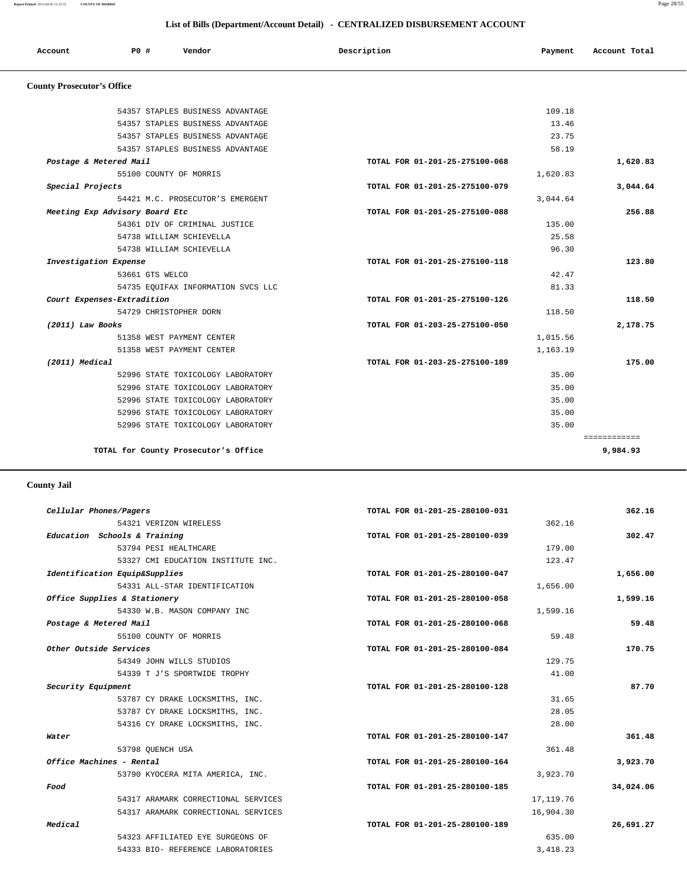## List of Bills (Department/Account Detail) - CENTRALIZED DISBURSEMENT ACCOUNT

| Account | PO # | Vendor | Description | Payment | Account Total |
|---|---|---|---|---|---|

### County Prosecutor's Office

| Account | PO # | Vendor | Description | Payment | Account Total |
|---|---|---|---|---|---|
| | 54357 | STAPLES BUSINESS ADVANTAGE | | 109.18 | |
| | 54357 | STAPLES BUSINESS ADVANTAGE | | 13.46 | |
| | 54357 | STAPLES BUSINESS ADVANTAGE | | 23.75 | |
| | 54357 | STAPLES BUSINESS ADVANTAGE | | 58.19 | |
| *Postage & Metered Mail* | | | TOTAL FOR 01-201-25-275100-068 | | 1,620.83 |
| | 55100 | COUNTY OF MORRIS | | 1,620.83 | |
| *Special Projects* | | | TOTAL FOR 01-201-25-275100-079 | | 3,044.64 |
| | 54421 | M.C. PROSECUTOR'S EMERGENT | | 3,044.64 | |
| *Meeting Exp Advisory Board Etc* | | | TOTAL FOR 01-201-25-275100-088 | | 256.88 |
| | 54361 | DIV OF CRIMINAL JUSTICE | | 135.00 | |
| | 54738 | WILLIAM SCHIEVELLA | | 25.58 | |
| | 54738 | WILLIAM SCHIEVELLA | | 96.30 | |
| *Investigation Expense* | | | TOTAL FOR 01-201-25-275100-118 | | 123.80 |
| | 53661 | GTS WELCO | | 42.47 | |
| | 54735 | EQUIFAX INFORMATION SVCS LLC | | 81.33 | |
| *Court Expenses-Extradition* | | | TOTAL FOR 01-201-25-275100-126 | | 118.50 |
| | 54729 | CHRISTOPHER DORN | | 118.50 | |
| *(2011) Law Books* | | | TOTAL FOR 01-203-25-275100-050 | | 2,178.75 |
| | 51358 | WEST PAYMENT CENTER | | 1,015.56 | |
| | 51358 | WEST PAYMENT CENTER | | 1,163.19 | |
| *(2011) Medical* | | | TOTAL FOR 01-203-25-275100-189 | | 175.00 |
| | 52996 | STATE TOXICOLOGY LABORATORY | | 35.00 | |
| | 52996 | STATE TOXICOLOGY LABORATORY | | 35.00 | |
| | 52996 | STATE TOXICOLOGY LABORATORY | | 35.00 | |
| | 52996 | STATE TOXICOLOGY LABORATORY | | 35.00 | |
| | 52996 | STATE TOXICOLOGY LABORATORY | | 35.00 | |
| | | | | | ============ |
| | | **TOTAL for County Prosecutor's Office** | | | **9,984.93** |

### County Jail

| Account | PO # | Vendor | Description | Payment | Account Total |
|---|---|---|---|---|---|
| *Cellular Phones/Pagers* | | | TOTAL FOR 01-201-25-280100-031 | | 362.16 |
| | 54321 | VERIZON WIRELESS | | 362.16 | |
| *Education Schools & Training* | | | TOTAL FOR 01-201-25-280100-039 | | 302.47 |
| | 53794 | PESI HEALTHCARE | | 179.00 | |
| | 53327 | CMI EDUCATION INSTITUTE INC. | | 123.47 | |
| *Identification Equip&Supplies* | | | TOTAL FOR 01-201-25-280100-047 | | 1,656.00 |
| | 54331 | ALL-STAR IDENTIFICATION | | 1,656.00 | |
| *Office Supplies & Stationery* | | | TOTAL FOR 01-201-25-280100-058 | | 1,599.16 |
| | 54330 | W.B. MASON COMPANY INC | | 1,599.16 | |
| *Postage & Metered Mail* | | | TOTAL FOR 01-201-25-280100-068 | | 59.48 |
| | 55100 | COUNTY OF MORRIS | | 59.48 | |
| *Other Outside Services* | | | TOTAL FOR 01-201-25-280100-084 | | 170.75 |
| | 54349 | JOHN WILLS STUDIOS | | 129.75 | |
| | 54339 | T J'S SPORTWIDE TROPHY | | 41.00 | |
| *Security Equipment* | | | TOTAL FOR 01-201-25-280100-128 | | 87.70 |
| | 53787 | CY DRAKE LOCKSMITHS, INC. | | 31.65 | |
| | 53787 | CY DRAKE LOCKSMITHS, INC. | | 28.05 | |
| | 54316 | CY DRAKE LOCKSMITHS, INC. | | 28.00 | |
| *Water* | | | TOTAL FOR 01-201-25-280100-147 | | 361.48 |
| | 53798 | QUENCH USA | | 361.48 | |
| *Office Machines - Rental* | | | TOTAL FOR 01-201-25-280100-164 | | 3,923.70 |
| | 53790 | KYOCERA MITA AMERICA, INC. | | 3,923.70 | |
| *Food* | | | TOTAL FOR 01-201-25-280100-185 | | 34,024.06 |
| | 54317 | ARAMARK CORRECTIONAL SERVICES | | 17,119.76 | |
| | 54317 | ARAMARK CORRECTIONAL SERVICES | | 16,904.30 | |
| *Medical* | | | TOTAL FOR 01-201-25-280100-189 | | 26,691.27 |
| | 54323 | AFFILIATED EYE SURGEONS OF | | 635.00 | |
| | 54333 | BIO- REFERENCE LABORATORIES | | 3,418.23 | |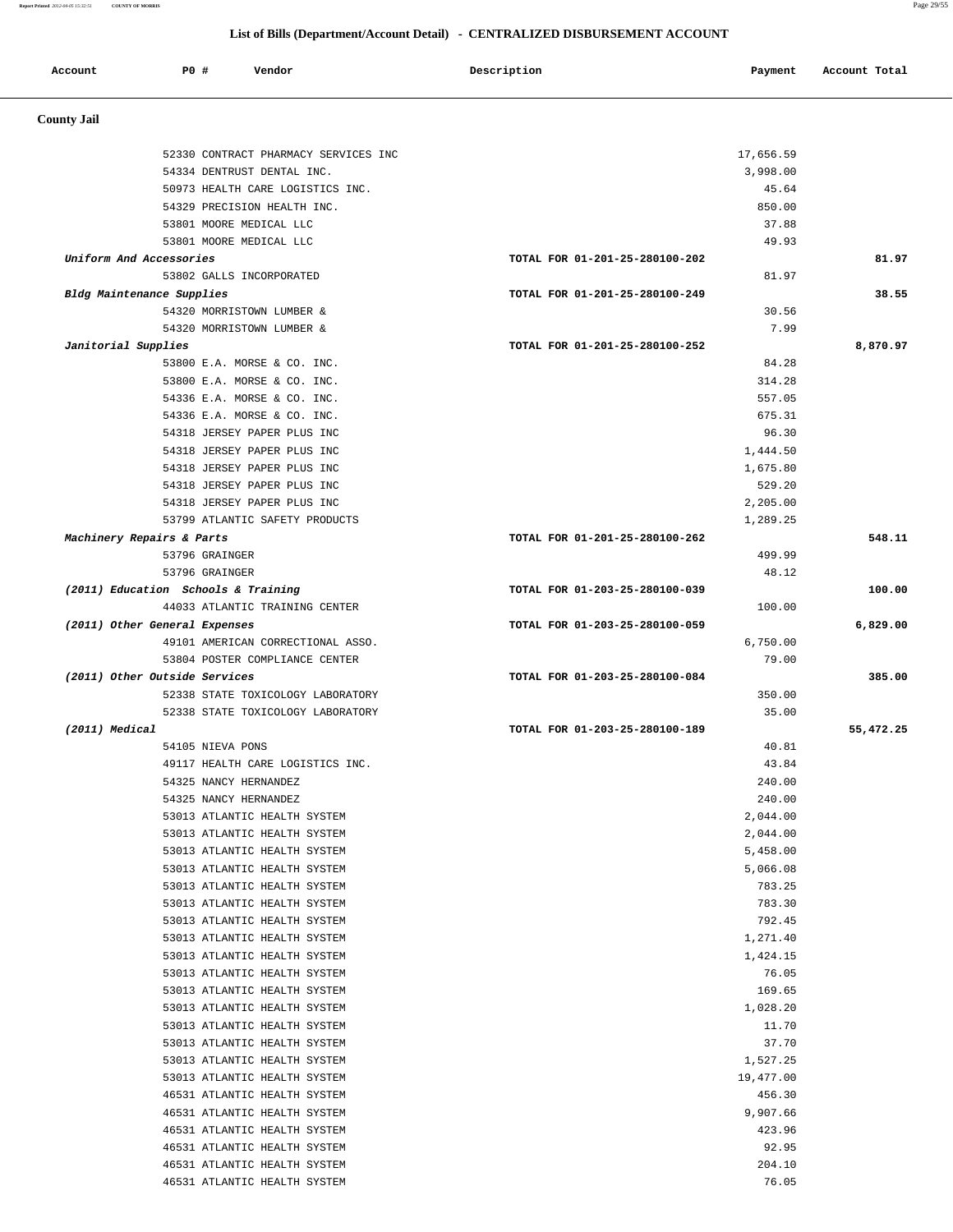## List of Bills (Department/Account Detail) - CENTRALIZED DISBURSEMENT ACCOUNT

| Account | PO # | Vendor | Description | Payment | Account Total |
|---|---|---|---|---|---|
| **County Jail** | | | | | |
| | 52330 | CONTRACT PHARMACY SERVICES INC | | 17,656.59 | |
| | 54334 | DENTRUST DENTAL INC. | | 3,998.00 | |
| | 50973 | HEALTH CARE LOGISTICS INC. | | 45.64 | |
| | 54329 | PRECISION HEALTH INC. | | 850.00 | |
| | 53801 | MOORE MEDICAL LLC | | 37.88 | |
| | 53801 | MOORE MEDICAL LLC | | 49.93 | |
| *Uniform And Accessories* | | | TOTAL FOR 01-201-25-280100-202 | | 81.97 |
| | 53802 | GALLS INCORPORATED | | 81.97 | |
| *Bldg Maintenance Supplies* | | | TOTAL FOR 01-201-25-280100-249 | | 38.55 |
| | 54320 | MORRISTOWN LUMBER & | | 30.56 | |
| | 54320 | MORRISTOWN LUMBER & | | 7.99 | |
| *Janitorial Supplies* | | | TOTAL FOR 01-201-25-280100-252 | | 8,870.97 |
| | 53800 | E.A. MORSE & CO. INC. | | 84.28 | |
| | 53800 | E.A. MORSE & CO. INC. | | 314.28 | |
| | 54336 | E.A. MORSE & CO. INC. | | 557.05 | |
| | 54336 | E.A. MORSE & CO. INC. | | 675.31 | |
| | 54318 | JERSEY PAPER PLUS INC | | 96.30 | |
| | 54318 | JERSEY PAPER PLUS INC | | 1,444.50 | |
| | 54318 | JERSEY PAPER PLUS INC | | 1,675.80 | |
| | 54318 | JERSEY PAPER PLUS INC | | 529.20 | |
| | 54318 | JERSEY PAPER PLUS INC | | 2,205.00 | |
| | 53799 | ATLANTIC SAFETY PRODUCTS | | 1,289.25 | |
| *Machinery Repairs & Parts* | | | TOTAL FOR 01-201-25-280100-262 | | 548.11 |
| | 53796 | GRAINGER | | 499.99 | |
| | 53796 | GRAINGER | | 48.12 | |
| *(2011) Education Schools & Training* | | | TOTAL FOR 01-203-25-280100-039 | | 100.00 |
| | 44033 | ATLANTIC TRAINING CENTER | | 100.00 | |
| *(2011) Other General Expenses* | | | TOTAL FOR 01-203-25-280100-059 | | 6,829.00 |
| | 49101 | AMERICAN CORRECTIONAL ASSO. | | 6,750.00 | |
| | 53804 | POSTER COMPLIANCE CENTER | | 79.00 | |
| *(2011) Other Outside Services* | | | TOTAL FOR 01-203-25-280100-084 | | 385.00 |
| | 52338 | STATE TOXICOLOGY LABORATORY | | 350.00 | |
| | 52338 | STATE TOXICOLOGY LABORATORY | | 35.00 | |
| *(2011) Medical* | | | TOTAL FOR 01-203-25-280100-189 | | 55,472.25 |
| | 54105 | NIEVA PONS | | 40.81 | |
| | 49117 | HEALTH CARE LOGISTICS INC. | | 43.84 | |
| | 54325 | NANCY HERNANDEZ | | 240.00 | |
| | 54325 | NANCY HERNANDEZ | | 240.00 | |
| | 53013 | ATLANTIC HEALTH SYSTEM | | 2,044.00 | |
| | 53013 | ATLANTIC HEALTH SYSTEM | | 2,044.00 | |
| | 53013 | ATLANTIC HEALTH SYSTEM | | 5,458.00 | |
| | 53013 | ATLANTIC HEALTH SYSTEM | | 5,066.08 | |
| | 53013 | ATLANTIC HEALTH SYSTEM | | 783.25 | |
| | 53013 | ATLANTIC HEALTH SYSTEM | | 783.30 | |
| | 53013 | ATLANTIC HEALTH SYSTEM | | 792.45 | |
| | 53013 | ATLANTIC HEALTH SYSTEM | | 1,271.40 | |
| | 53013 | ATLANTIC HEALTH SYSTEM | | 1,424.15 | |
| | 53013 | ATLANTIC HEALTH SYSTEM | | 76.05 | |
| | 53013 | ATLANTIC HEALTH SYSTEM | | 169.65 | |
| | 53013 | ATLANTIC HEALTH SYSTEM | | 1,028.20 | |
| | 53013 | ATLANTIC HEALTH SYSTEM | | 11.70 | |
| | 53013 | ATLANTIC HEALTH SYSTEM | | 37.70 | |
| | 53013 | ATLANTIC HEALTH SYSTEM | | 1,527.25 | |
| | 53013 | ATLANTIC HEALTH SYSTEM | | 19,477.00 | |
| | 46531 | ATLANTIC HEALTH SYSTEM | | 456.30 | |
| | 46531 | ATLANTIC HEALTH SYSTEM | | 9,907.66 | |
| | 46531 | ATLANTIC HEALTH SYSTEM | | 423.96 | |
| | 46531 | ATLANTIC HEALTH SYSTEM | | 92.95 | |
| | 46531 | ATLANTIC HEALTH SYSTEM | | 204.10 | |
| | 46531 | ATLANTIC HEALTH SYSTEM | | 76.05 | |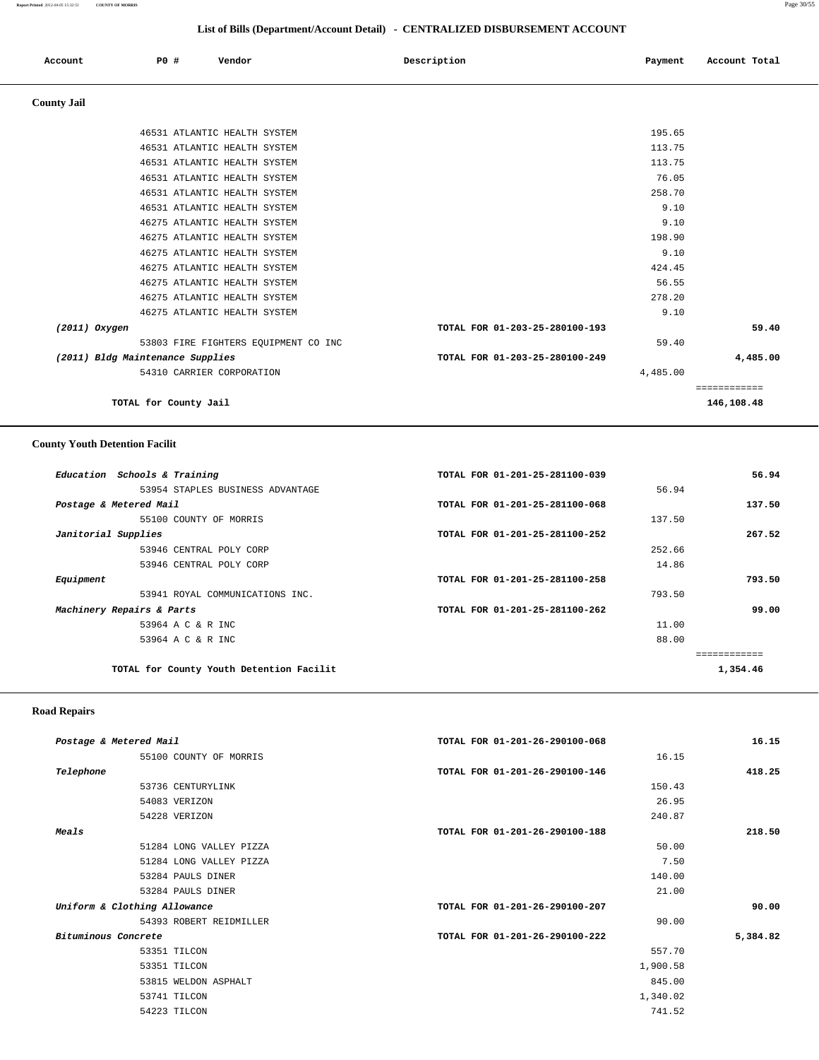## List of Bills (Department/Account Detail) - CENTRALIZED DISBURSEMENT ACCOUNT

| Account | PO # | Vendor | Description | Payment | Account Total |
|---|---|---|---|---|---|

### County Jail

| Account | PO # | Vendor | Description | Payment | Account Total |
|---|---|---|---|---|---|
| | 46531 | ATLANTIC HEALTH SYSTEM | | 195.65 | |
| | 46531 | ATLANTIC HEALTH SYSTEM | | 113.75 | |
| | 46531 | ATLANTIC HEALTH SYSTEM | | 113.75 | |
| | 46531 | ATLANTIC HEALTH SYSTEM | | 76.05 | |
| | 46531 | ATLANTIC HEALTH SYSTEM | | 258.70 | |
| | 46531 | ATLANTIC HEALTH SYSTEM | | 9.10 | |
| | 46275 | ATLANTIC HEALTH SYSTEM | | 9.10 | |
| | 46275 | ATLANTIC HEALTH SYSTEM | | 198.90 | |
| | 46275 | ATLANTIC HEALTH SYSTEM | | 9.10 | |
| | 46275 | ATLANTIC HEALTH SYSTEM | | 424.45 | |
| | 46275 | ATLANTIC HEALTH SYSTEM | | 56.55 | |
| | 46275 | ATLANTIC HEALTH SYSTEM | | 278.20 | |
| | 46275 | ATLANTIC HEALTH SYSTEM | | 9.10 | |
| *(2011) Oxygen* | | | TOTAL FOR 01-203-25-280100-193 | | 59.40 |
| | 53803 | FIRE FIGHTERS EQUIPMENT CO INC | | 59.40 | |
| *(2011) Bldg Maintenance Supplies* | | | TOTAL FOR 01-203-25-280100-249 | | 4,485.00 |
| | 54310 | CARRIER CORPORATION | | 4,485.00 | |
| | | **TOTAL for County Jail** | | | **146,108.48** |

### County Youth Detention Facilit

| Account | PO # | Vendor | Description | Payment | Account Total |
|---|---|---|---|---|---|
| *Education Schools & Training* | | | TOTAL FOR 01-201-25-281100-039 | | 56.94 |
| | 53954 | STAPLES BUSINESS ADVANTAGE | | 56.94 | |
| *Postage & Metered Mail* | | | TOTAL FOR 01-201-25-281100-068 | | 137.50 |
| | 55100 | COUNTY OF MORRIS | | 137.50 | |
| *Janitorial Supplies* | | | TOTAL FOR 01-201-25-281100-252 | | 267.52 |
| | 53946 | CENTRAL POLY CORP | | 252.66 | |
| | 53946 | CENTRAL POLY CORP | | 14.86 | |
| *Equipment* | | | TOTAL FOR 01-201-25-281100-258 | | 793.50 |
| | 53941 | ROYAL COMMUNICATIONS INC. | | 793.50 | |
| *Machinery Repairs & Parts* | | | TOTAL FOR 01-201-25-281100-262 | | 99.00 |
| | 53964 | A C & R INC | | 11.00 | |
| | 53964 | A C & R INC | | 88.00 | |
| | | **TOTAL for County Youth Detention Facilit** | | | **1,354.46** |

### Road Repairs

| Account | PO # | Vendor | Description | Payment | Account Total |
|---|---|---|---|---|---|
| *Postage & Metered Mail* | | | TOTAL FOR 01-201-26-290100-068 | | 16.15 |
| | 55100 | COUNTY OF MORRIS | | 16.15 | |
| *Telephone* | | | TOTAL FOR 01-201-26-290100-146 | | 418.25 |
| | 53736 | CENTURYLINK | | 150.43 | |
| | 54083 | VERIZON | | 26.95 | |
| | 54228 | VERIZON | | 240.87 | |
| *Meals* | | | TOTAL FOR 01-201-26-290100-188 | | 218.50 |
| | 51284 | LONG VALLEY PIZZA | | 50.00 | |
| | 51284 | LONG VALLEY PIZZA | | 7.50 | |
| | 53284 | PAULS DINER | | 140.00 | |
| | 53284 | PAULS DINER | | 21.00 | |
| *Uniform & Clothing Allowance* | | | TOTAL FOR 01-201-26-290100-207 | | 90.00 |
| | 54393 | ROBERT REIDMILLER | | 90.00 | |
| *Bituminous Concrete* | | | TOTAL FOR 01-201-26-290100-222 | | 5,384.82 |
| | 53351 | TILCON | | 557.70 | |
| | 53351 | TILCON | | 1,900.58 | |
| | 53815 | WELDON ASPHALT | | 845.00 | |
| | 53741 | TILCON | | 1,340.02 | |
| | 54223 | TILCON | | 741.52 | |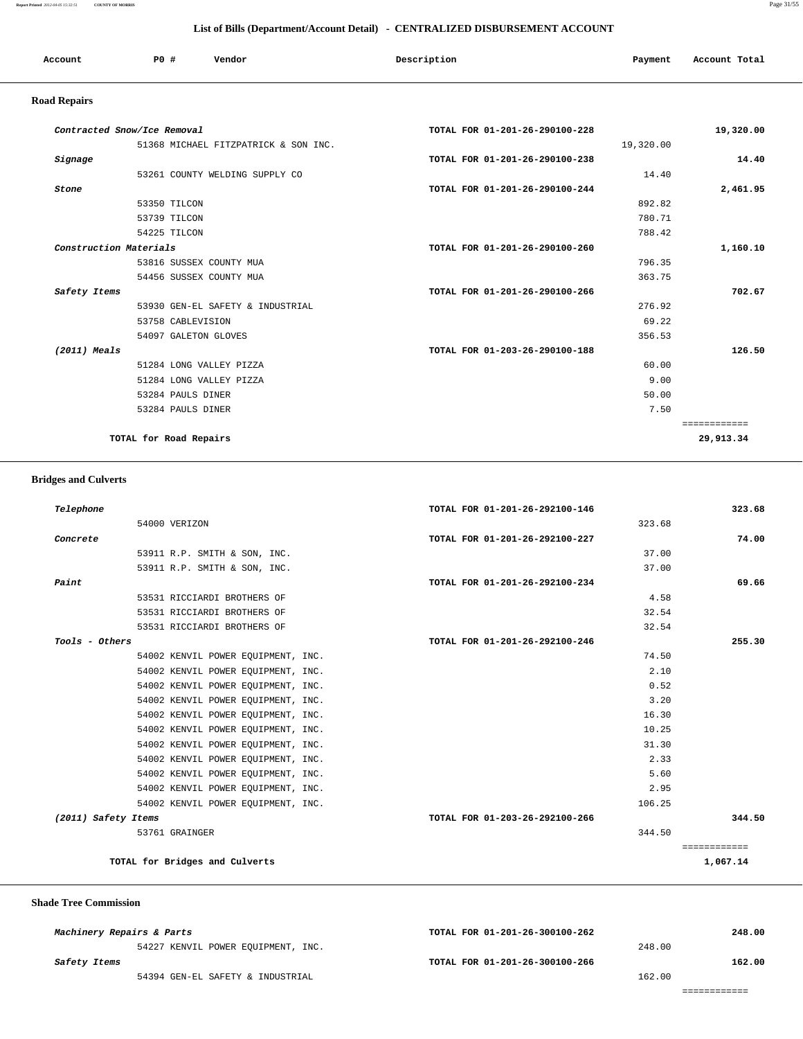## List of Bills (Department/Account Detail) - CENTRALIZED DISBURSEMENT ACCOUNT

| Account | PO # | Vendor | Description | Payment | Account Total |
|---|---|---|---|---|---|

### Road Repairs

| Account | PO # | Vendor | Description | Payment | Account Total |
|---|---|---|---|---|---|
| *Contracted Snow/Ice Removal* | | | TOTAL FOR 01-201-26-290100-228 | | **19,320.00** |
| | 51368 | MICHAEL FITZPATRICK & SON INC. | | 19,320.00 | |
| *Signage* | | | TOTAL FOR 01-201-26-290100-238 | | **14.40** |
| | 53261 | COUNTY WELDING SUPPLY CO | | 14.40 | |
| *Stone* | | | TOTAL FOR 01-201-26-290100-244 | | **2,461.95** |
| | 53350 | TILCON | | 892.82 | |
| | 53739 | TILCON | | 780.71 | |
| | 54225 | TILCON | | 788.42 | |
| *Construction Materials* | | | TOTAL FOR 01-201-26-290100-260 | | **1,160.10** |
| | 53816 | SUSSEX COUNTY MUA | | 796.35 | |
| | 54456 | SUSSEX COUNTY MUA | | 363.75 | |
| *Safety Items* | | | TOTAL FOR 01-201-26-290100-266 | | **702.67** |
| | 53930 | GEN-EL SAFETY & INDUSTRIAL | | 276.92 | |
| | 53758 | CABLEVISION | | 69.22 | |
| | 54097 | GALETON GLOVES | | 356.53 | |
| *(2011) Meals* | | | TOTAL FOR 01-203-26-290100-188 | | **126.50** |
| | 51284 | LONG VALLEY PIZZA | | 60.00 | |
| | 51284 | LONG VALLEY PIZZA | | 9.00 | |
| | 53284 | PAULS DINER | | 50.00 | |
| | 53284 | PAULS DINER | | 7.50 | |
| **TOTAL for Road Repairs** | | | | | **29,913.34** |

### Bridges and Culverts

| Account | PO # | Vendor | Description | Payment | Account Total |
|---|---|---|---|---|---|
| *Telephone* | | | TOTAL FOR 01-201-26-292100-146 | | **323.68** |
| | 54000 | VERIZON | | 323.68 | |
| *Concrete* | | | TOTAL FOR 01-201-26-292100-227 | | **74.00** |
| | 53911 | R.P. SMITH & SON, INC. | | 37.00 | |
| | 53911 | R.P. SMITH & SON, INC. | | 37.00 | |
| *Paint* | | | TOTAL FOR 01-201-26-292100-234 | | **69.66** |
| | 53531 | RICCIARDI BROTHERS OF | | 4.58 | |
| | 53531 | RICCIARDI BROTHERS OF | | 32.54 | |
| | 53531 | RICCIARDI BROTHERS OF | | 32.54 | |
| *Tools - Others* | | | TOTAL FOR 01-201-26-292100-246 | | **255.30** |
| | 54002 | KENVIL POWER EQUIPMENT, INC. | | 74.50 | |
| | 54002 | KENVIL POWER EQUIPMENT, INC. | | 2.10 | |
| | 54002 | KENVIL POWER EQUIPMENT, INC. | | 0.52 | |
| | 54002 | KENVIL POWER EQUIPMENT, INC. | | 3.20 | |
| | 54002 | KENVIL POWER EQUIPMENT, INC. | | 16.30 | |
| | 54002 | KENVIL POWER EQUIPMENT, INC. | | 10.25 | |
| | 54002 | KENVIL POWER EQUIPMENT, INC. | | 31.30 | |
| | 54002 | KENVIL POWER EQUIPMENT, INC. | | 2.33 | |
| | 54002 | KENVIL POWER EQUIPMENT, INC. | | 5.60 | |
| | 54002 | KENVIL POWER EQUIPMENT, INC. | | 2.95 | |
| | 54002 | KENVIL POWER EQUIPMENT, INC. | | 106.25 | |
| *(2011) Safety Items* | | | TOTAL FOR 01-203-26-292100-266 | | **344.50** |
| | 53761 | GRAINGER | | 344.50 | |
| **TOTAL for Bridges and Culverts** | | | | | **1,067.14** |

### Shade Tree Commission

| Account | PO # | Vendor | Description | Payment | Account Total |
|---|---|---|---|---|---|
| *Machinery Repairs & Parts* | | | TOTAL FOR 01-201-26-300100-262 | | **248.00** |
| | 54227 | KENVIL POWER EQUIPMENT, INC. | | 248.00 | |
| *Safety Items* | | | TOTAL FOR 01-201-26-300100-266 | | **162.00** |
| | 54394 | GEN-EL SAFETY & INDUSTRIAL | | 162.00 | |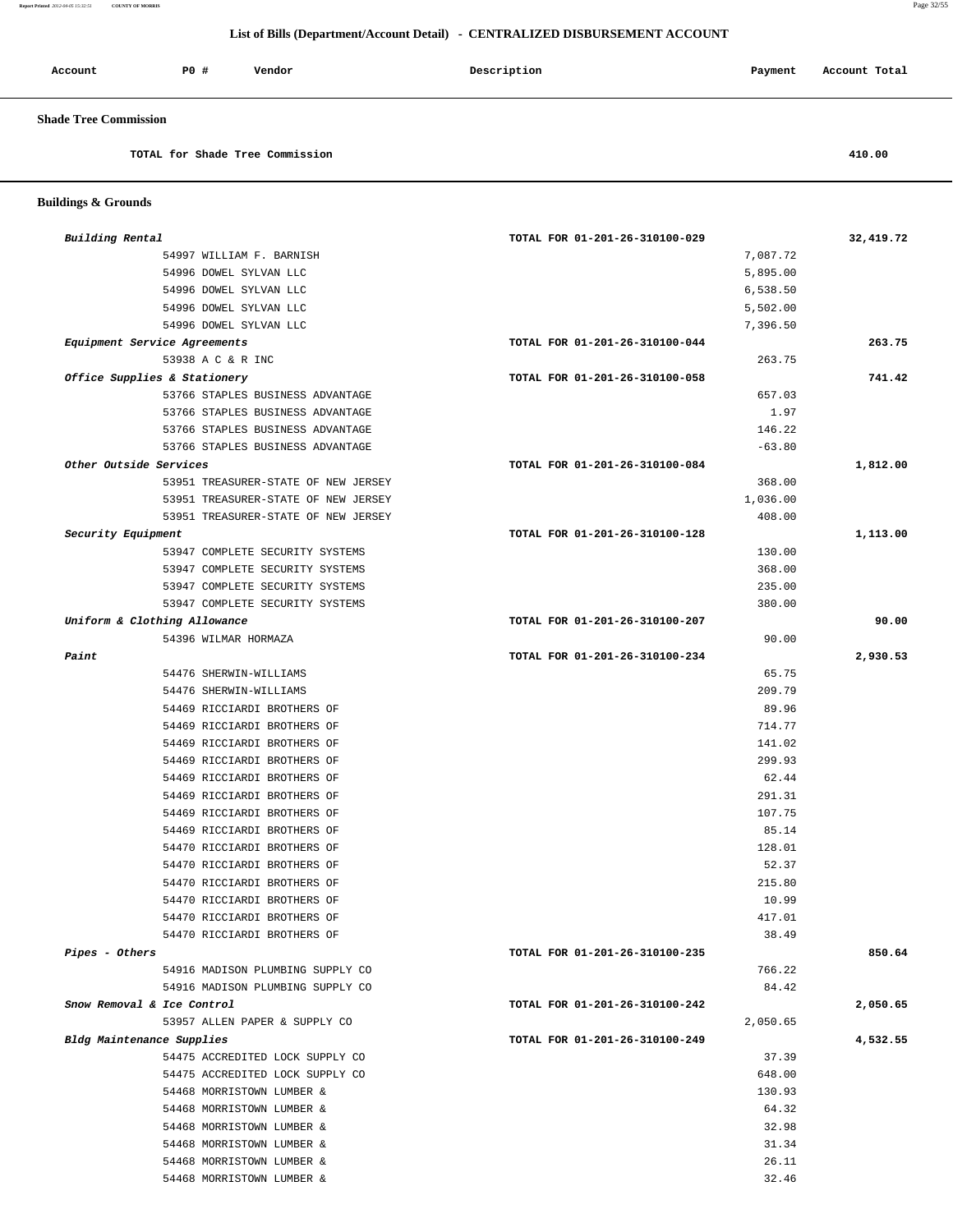## List of Bills (Department/Account Detail) - CENTRALIZED DISBURSEMENT ACCOUNT

| Account | PO # | Vendor | Description | Payment | Account Total |
|---|---|---|---|---|---|

### Shade Tree Commission

| | | | | | |
|---|---|---|---|---|---|
| TOTAL for Shade Tree Commission | | | | | 410.00 |

### Buildings & Grounds

| Account | PO # | Vendor | Description | Payment | Account Total |
|---|---|---|---|---|---|
| *Building Rental* | | | TOTAL FOR 01-201-26-310100-029 | | 32,419.72 |
| | 54997 | WILLIAM F. BARNISH | | 7,087.72 | |
| | 54996 | DOWEL SYLVAN LLC | | 5,895.00 | |
| | 54996 | DOWEL SYLVAN LLC | | 6,538.50 | |
| | 54996 | DOWEL SYLVAN LLC | | 5,502.00 | |
| | 54996 | DOWEL SYLVAN LLC | | 7,396.50 | |
| *Equipment Service Agreements* | | | TOTAL FOR 01-201-26-310100-044 | | 263.75 |
| | 53938 | A C & R INC | | 263.75 | |
| *Office Supplies & Stationery* | | | TOTAL FOR 01-201-26-310100-058 | | 741.42 |
| | 53766 | STAPLES BUSINESS ADVANTAGE | | 657.03 | |
| | 53766 | STAPLES BUSINESS ADVANTAGE | | 1.97 | |
| | 53766 | STAPLES BUSINESS ADVANTAGE | | 146.22 | |
| | 53766 | STAPLES BUSINESS ADVANTAGE | | -63.80 | |
| *Other Outside Services* | | | TOTAL FOR 01-201-26-310100-084 | | 1,812.00 |
| | 53951 | TREASURER-STATE OF NEW JERSEY | | 368.00 | |
| | 53951 | TREASURER-STATE OF NEW JERSEY | | 1,036.00 | |
| | 53951 | TREASURER-STATE OF NEW JERSEY | | 408.00 | |
| *Security Equipment* | | | TOTAL FOR 01-201-26-310100-128 | | 1,113.00 |
| | 53947 | COMPLETE SECURITY SYSTEMS | | 130.00 | |
| | 53947 | COMPLETE SECURITY SYSTEMS | | 368.00 | |
| | 53947 | COMPLETE SECURITY SYSTEMS | | 235.00 | |
| | 53947 | COMPLETE SECURITY SYSTEMS | | 380.00 | |
| *Uniform & Clothing Allowance* | | | TOTAL FOR 01-201-26-310100-207 | | 90.00 |
| | 54396 | WILMAR HORMAZA | | 90.00 | |
| *Paint* | | | TOTAL FOR 01-201-26-310100-234 | | 2,930.53 |
| | 54476 | SHERWIN-WILLIAMS | | 65.75 | |
| | 54476 | SHERWIN-WILLIAMS | | 209.79 | |
| | 54469 | RICCIARDI BROTHERS OF | | 89.96 | |
| | 54469 | RICCIARDI BROTHERS OF | | 714.77 | |
| | 54469 | RICCIARDI BROTHERS OF | | 141.02 | |
| | 54469 | RICCIARDI BROTHERS OF | | 299.93 | |
| | 54469 | RICCIARDI BROTHERS OF | | 62.44 | |
| | 54469 | RICCIARDI BROTHERS OF | | 291.31 | |
| | 54469 | RICCIARDI BROTHERS OF | | 107.75 | |
| | 54469 | RICCIARDI BROTHERS OF | | 85.14 | |
| | 54470 | RICCIARDI BROTHERS OF | | 128.01 | |
| | 54470 | RICCIARDI BROTHERS OF | | 52.37 | |
| | 54470 | RICCIARDI BROTHERS OF | | 215.80 | |
| | 54470 | RICCIARDI BROTHERS OF | | 10.99 | |
| | 54470 | RICCIARDI BROTHERS OF | | 417.01 | |
| | 54470 | RICCIARDI BROTHERS OF | | 38.49 | |
| *Pipes - Others* | | | TOTAL FOR 01-201-26-310100-235 | | 850.64 |
| | 54916 | MADISON PLUMBING SUPPLY CO | | 766.22 | |
| | 54916 | MADISON PLUMBING SUPPLY CO | | 84.42 | |
| *Snow Removal & Ice Control* | | | TOTAL FOR 01-201-26-310100-242 | | 2,050.65 |
| | 53957 | ALLEN PAPER & SUPPLY CO | | 2,050.65 | |
| *Bldg Maintenance Supplies* | | | TOTAL FOR 01-201-26-310100-249 | | 4,532.55 |
| | 54475 | ACCREDITED LOCK SUPPLY CO | | 37.39 | |
| | 54475 | ACCREDITED LOCK SUPPLY CO | | 648.00 | |
| | 54468 | MORRISTOWN LUMBER & | | 130.93 | |
| | 54468 | MORRISTOWN LUMBER & | | 64.32 | |
| | 54468 | MORRISTOWN LUMBER & | | 32.98 | |
| | 54468 | MORRISTOWN LUMBER & | | 31.34 | |
| | 54468 | MORRISTOWN LUMBER & | | 26.11 | |
| | 54468 | MORRISTOWN LUMBER & | | 32.46 | |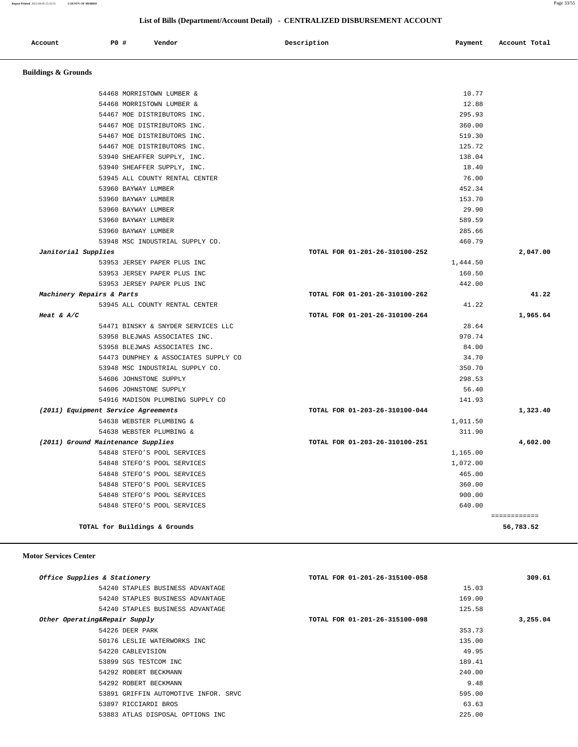## List of Bills (Department/Account Detail) - CENTRALIZED DISBURSEMENT ACCOUNT

| Account | PO # | Vendor | Description | Payment | Account Total |
|---|---|---|---|---|---|

### Buildings & Grounds

| Account | PO # | Vendor | Description | Payment | Account Total |
|---|---|---|---|---|---|
| | 54468 | MORRISTOWN LUMBER & | | 10.77 | |
| | 54468 | MORRISTOWN LUMBER & | | 12.88 | |
| | 54467 | MOE DISTRIBUTORS INC. | | 295.93 | |
| | 54467 | MOE DISTRIBUTORS INC. | | 360.00 | |
| | 54467 | MOE DISTRIBUTORS INC. | | 519.30 | |
| | 54467 | MOE DISTRIBUTORS INC. | | 125.72 | |
| | 53940 | SHEAFFER SUPPLY, INC. | | 138.04 | |
| | 53940 | SHEAFFER SUPPLY, INC. | | 18.40 | |
| | 53945 | ALL COUNTY RENTAL CENTER | | 76.00 | |
| | 53960 | BAYWAY LUMBER | | 452.34 | |
| | 53960 | BAYWAY LUMBER | | 153.70 | |
| | 53960 | BAYWAY LUMBER | | 29.90 | |
| | 53960 | BAYWAY LUMBER | | 589.59 | |
| | 53960 | BAYWAY LUMBER | | 285.66 | |
| | 53948 | MSC INDUSTRIAL SUPPLY CO. | | 460.79 | |
| ***Janitorial Supplies*** | | | TOTAL FOR 01-201-26-310100-252 | | **2,047.00** |
| | 53953 | JERSEY PAPER PLUS INC | | 1,444.50 | |
| | 53953 | JERSEY PAPER PLUS INC | | 160.50 | |
| | 53953 | JERSEY PAPER PLUS INC | | 442.00 | |
| ***Machinery Repairs & Parts*** | | | TOTAL FOR 01-201-26-310100-262 | | **41.22** |
| | 53945 | ALL COUNTY RENTAL CENTER | | 41.22 | |
| ***Heat & A/C*** | | | TOTAL FOR 01-201-26-310100-264 | | **1,965.64** |
| | 54471 | BINSKY & SNYDER SERVICES LLC | | 28.64 | |
| | 53958 | BLEJWAS ASSOCIATES INC. | | 970.74 | |
| | 53958 | BLEJWAS ASSOCIATES INC. | | 84.00 | |
| | 54473 | DUNPHEY & ASSOCIATES SUPPLY CO | | 34.70 | |
| | 53948 | MSC INDUSTRIAL SUPPLY CO. | | 350.70 | |
| | 54606 | JOHNSTONE SUPPLY | | 298.53 | |
| | 54606 | JOHNSTONE SUPPLY | | 56.40 | |
| | 54916 | MADISON PLUMBING SUPPLY CO | | 141.93 | |
| ***(2011) Equipment Service Agreements*** | | | TOTAL FOR 01-203-26-310100-044 | | **1,323.40** |
| | 54638 | WEBSTER PLUMBING & | | 1,011.50 | |
| | 54638 | WEBSTER PLUMBING & | | 311.90 | |
| ***(2011) Ground Maintenance Supplies*** | | | TOTAL FOR 01-203-26-310100-251 | | **4,602.00** |
| | 54848 | STEFO'S POOL SERVICES | | 1,165.00 | |
| | 54848 | STEFO'S POOL SERVICES | | 1,072.00 | |
| | 54848 | STEFO'S POOL SERVICES | | 465.00 | |
| | 54848 | STEFO'S POOL SERVICES | | 360.00 | |
| | 54848 | STEFO'S POOL SERVICES | | 900.00 | |
| | 54848 | STEFO'S POOL SERVICES | | 640.00 | |
| | | **TOTAL for Buildings & Grounds** | | | **56,783.52** |

### Motor Services Center

| Account | PO # | Vendor | Description | Payment | Account Total |
|---|---|---|---|---|---|
| ***Office Supplies & Stationery*** | | | TOTAL FOR 01-201-26-315100-058 | | **309.61** |
| | 54240 | STAPLES BUSINESS ADVANTAGE | | 15.03 | |
| | 54240 | STAPLES BUSINESS ADVANTAGE | | 169.00 | |
| | 54240 | STAPLES BUSINESS ADVANTAGE | | 125.58 | |
| ***Other Operating&Repair Supply*** | | | TOTAL FOR 01-201-26-315100-098 | | **3,255.04** |
| | 54226 | DEER PARK | | 353.73 | |
| | 50176 | LESLIE WATERWORKS INC | | 135.00 | |
| | 54220 | CABLEVISION | | 49.95 | |
| | 53899 | SGS TESTCOM INC | | 189.41 | |
| | 54292 | ROBERT BECKMANN | | 240.00 | |
| | 54292 | ROBERT BECKMANN | | 9.48 | |
| | 53891 | GRIFFIN AUTOMOTIVE INFOR. SRVC | | 595.00 | |
| | 53897 | RICCIARDI BROS | | 63.63 | |
| | 53883 | ATLAS DISPOSAL OPTIONS INC | | 225.00 | |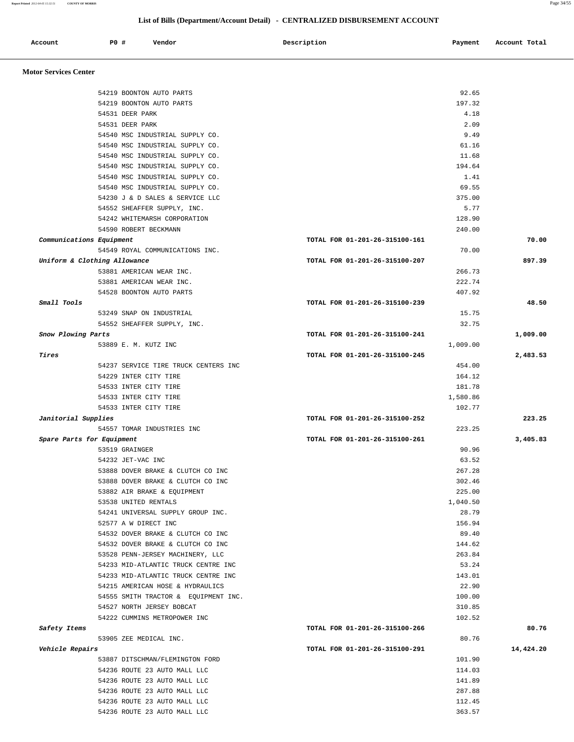## List of Bills (Department/Account Detail) - CENTRALIZED DISBURSEMENT ACCOUNT

| Account | PO # | Vendor | Description | Payment | Account Total |
|---|---|---|---|---|---|
| **Motor Services Center** | | | | | |
| | 54219 | BOONTON AUTO PARTS | | 92.65 | |
| | 54219 | BOONTON AUTO PARTS | | 197.32 | |
| | 54531 | DEER PARK | | 4.18 | |
| | 54531 | DEER PARK | | 2.09 | |
| | 54540 | MSC INDUSTRIAL SUPPLY CO. | | 9.49 | |
| | 54540 | MSC INDUSTRIAL SUPPLY CO. | | 61.16 | |
| | 54540 | MSC INDUSTRIAL SUPPLY CO. | | 11.68 | |
| | 54540 | MSC INDUSTRIAL SUPPLY CO. | | 194.64 | |
| | 54540 | MSC INDUSTRIAL SUPPLY CO. | | 1.41 | |
| | 54540 | MSC INDUSTRIAL SUPPLY CO. | | 69.55 | |
| | 54230 | J & D SALES & SERVICE LLC | | 375.00 | |
| | 54552 | SHEAFFER SUPPLY, INC. | | 5.77 | |
| | 54242 | WHITEMARSH CORPORATION | | 128.90 | |
| | 54590 | ROBERT BECKMANN | | 240.00 | |
| ***Communications Equipment*** | | | TOTAL FOR 01-201-26-315100-161 | | **70.00** |
| | 54549 | ROYAL COMMUNICATIONS INC. | | 70.00 | |
| ***Uniform & Clothing Allowance*** | | | TOTAL FOR 01-201-26-315100-207 | | **897.39** |
| | 53881 | AMERICAN WEAR INC. | | 266.73 | |
| | 53881 | AMERICAN WEAR INC. | | 222.74 | |
| | 54528 | BOONTON AUTO PARTS | | 407.92 | |
| ***Small Tools*** | | | TOTAL FOR 01-201-26-315100-239 | | **48.50** |
| | 53249 | SNAP ON INDUSTRIAL | | 15.75 | |
| | 54552 | SHEAFFER SUPPLY, INC. | | 32.75 | |
| ***Snow Plowing Parts*** | | | TOTAL FOR 01-201-26-315100-241 | | **1,009.00** |
| | 53889 | E. M. KUTZ INC | | 1,009.00 | |
| ***Tires*** | | | TOTAL FOR 01-201-26-315100-245 | | **2,483.53** |
| | 54237 | SERVICE TIRE TRUCK CENTERS INC | | 454.00 | |
| | 54229 | INTER CITY TIRE | | 164.12 | |
| | 54533 | INTER CITY TIRE | | 181.78 | |
| | 54533 | INTER CITY TIRE | | 1,580.86 | |
| | 54533 | INTER CITY TIRE | | 102.77 | |
| ***Janitorial Supplies*** | | | TOTAL FOR 01-201-26-315100-252 | | **223.25** |
| | 54557 | TOMAR INDUSTRIES INC | | 223.25 | |
| ***Spare Parts for Equipment*** | | | TOTAL FOR 01-201-26-315100-261 | | **3,405.83** |
| | 53519 | GRAINGER | | 90.96 | |
| | 54232 | JET-VAC INC | | 63.52 | |
| | 53888 | DOVER BRAKE & CLUTCH CO INC | | 267.28 | |
| | 53888 | DOVER BRAKE & CLUTCH CO INC | | 302.46 | |
| | 53882 | AIR BRAKE & EQUIPMENT | | 225.00 | |
| | 53538 | UNITED RENTALS | | 1,040.50 | |
| | 54241 | UNIVERSAL SUPPLY GROUP INC. | | 28.79 | |
| | 52577 | A W DIRECT INC | | 156.94 | |
| | 54532 | DOVER BRAKE & CLUTCH CO INC | | 89.40 | |
| | 54532 | DOVER BRAKE & CLUTCH CO INC | | 144.62 | |
| | 53528 | PENN-JERSEY MACHINERY, LLC | | 263.84 | |
| | 54233 | MID-ATLANTIC TRUCK CENTRE INC | | 53.24 | |
| | 54233 | MID-ATLANTIC TRUCK CENTRE INC | | 143.01 | |
| | 54215 | AMERICAN HOSE & HYDRAULICS | | 22.90 | |
| | 54555 | SMITH TRACTOR & EQUIPMENT INC. | | 100.00 | |
| | 54527 | NORTH JERSEY BOBCAT | | 310.85 | |
| | 54222 | CUMMINS METROPOWER INC | | 102.52 | |
| ***Safety Items*** | | | TOTAL FOR 01-201-26-315100-266 | | **80.76** |
| | 53905 | ZEE MEDICAL INC. | | 80.76 | |
| ***Vehicle Repairs*** | | | TOTAL FOR 01-201-26-315100-291 | | **14,424.20** |
| | 53887 | DITSCHMAN/FLEMINGTON FORD | | 101.90 | |
| | 54236 | ROUTE 23 AUTO MALL LLC | | 114.03 | |
| | 54236 | ROUTE 23 AUTO MALL LLC | | 141.89 | |
| | 54236 | ROUTE 23 AUTO MALL LLC | | 287.88 | |
| | 54236 | ROUTE 23 AUTO MALL LLC | | 112.45 | |
| | 54236 | ROUTE 23 AUTO MALL LLC | | 363.57 | |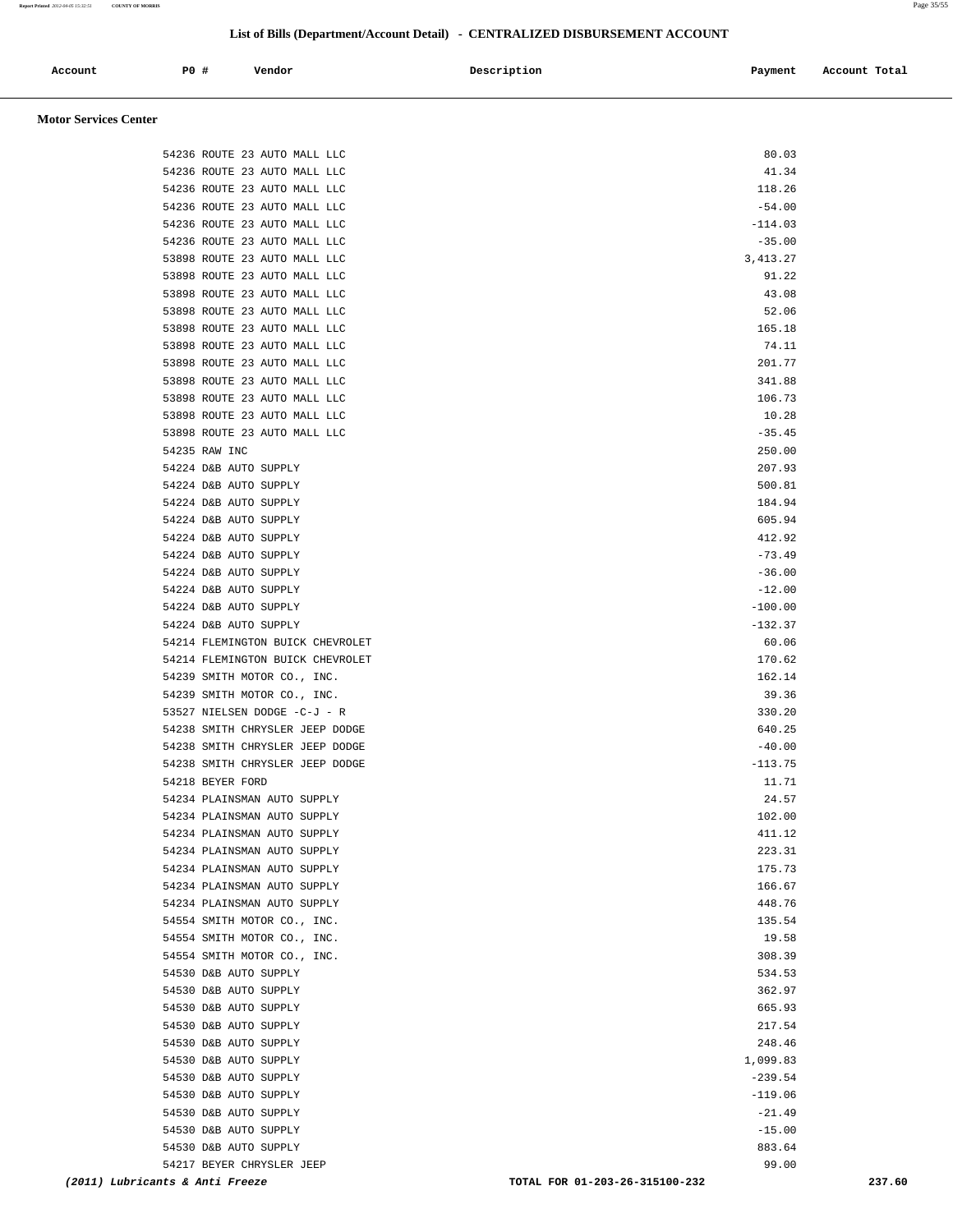## List of Bills (Department/Account Detail) - CENTRALIZED DISBURSEMENT ACCOUNT

| Account | PO # | Vendor | Description | Payment | Account Total |
|---|---|---|---|---|---|

### Motor Services Center

| Account | PO # | Vendor | Description | Payment | Account Total |
|---|---|---|---|---|---|
| | 54236 | ROUTE 23 AUTO MALL LLC | | 80.03 | |
| | 54236 | ROUTE 23 AUTO MALL LLC | | 41.34 | |
| | 54236 | ROUTE 23 AUTO MALL LLC | | 118.26 | |
| | 54236 | ROUTE 23 AUTO MALL LLC | | -54.00 | |
| | 54236 | ROUTE 23 AUTO MALL LLC | | -114.03 | |
| | 54236 | ROUTE 23 AUTO MALL LLC | | -35.00 | |
| | 53898 | ROUTE 23 AUTO MALL LLC | | 3,413.27 | |
| | 53898 | ROUTE 23 AUTO MALL LLC | | 91.22 | |
| | 53898 | ROUTE 23 AUTO MALL LLC | | 43.08 | |
| | 53898 | ROUTE 23 AUTO MALL LLC | | 52.06 | |
| | 53898 | ROUTE 23 AUTO MALL LLC | | 165.18 | |
| | 53898 | ROUTE 23 AUTO MALL LLC | | 74.11 | |
| | 53898 | ROUTE 23 AUTO MALL LLC | | 201.77 | |
| | 53898 | ROUTE 23 AUTO MALL LLC | | 341.88 | |
| | 53898 | ROUTE 23 AUTO MALL LLC | | 106.73 | |
| | 53898 | ROUTE 23 AUTO MALL LLC | | 10.28 | |
| | 53898 | ROUTE 23 AUTO MALL LLC | | -35.45 | |
| | 54235 | RAW INC | | 250.00 | |
| | 54224 | D&B AUTO SUPPLY | | 207.93 | |
| | 54224 | D&B AUTO SUPPLY | | 500.81 | |
| | 54224 | D&B AUTO SUPPLY | | 184.94 | |
| | 54224 | D&B AUTO SUPPLY | | 605.94 | |
| | 54224 | D&B AUTO SUPPLY | | 412.92 | |
| | 54224 | D&B AUTO SUPPLY | | -73.49 | |
| | 54224 | D&B AUTO SUPPLY | | -36.00 | |
| | 54224 | D&B AUTO SUPPLY | | -12.00 | |
| | 54224 | D&B AUTO SUPPLY | | -100.00 | |
| | 54224 | D&B AUTO SUPPLY | | -132.37 | |
| | 54214 | FLEMINGTON BUICK CHEVROLET | | 60.06 | |
| | 54214 | FLEMINGTON BUICK CHEVROLET | | 170.62 | |
| | 54239 | SMITH MOTOR CO., INC. | | 162.14 | |
| | 54239 | SMITH MOTOR CO., INC. | | 39.36 | |
| | 53527 | NIELSEN DODGE -C-J - R | | 330.20 | |
| | 54238 | SMITH CHRYSLER JEEP DODGE | | 640.25 | |
| | 54238 | SMITH CHRYSLER JEEP DODGE | | -40.00 | |
| | 54238 | SMITH CHRYSLER JEEP DODGE | | -113.75 | |
| | 54218 | BEYER FORD | | 11.71 | |
| | 54234 | PLAINSMAN AUTO SUPPLY | | 24.57 | |
| | 54234 | PLAINSMAN AUTO SUPPLY | | 102.00 | |
| | 54234 | PLAINSMAN AUTO SUPPLY | | 411.12 | |
| | 54234 | PLAINSMAN AUTO SUPPLY | | 223.31 | |
| | 54234 | PLAINSMAN AUTO SUPPLY | | 175.73 | |
| | 54234 | PLAINSMAN AUTO SUPPLY | | 166.67 | |
| | 54234 | PLAINSMAN AUTO SUPPLY | | 448.76 | |
| | 54554 | SMITH MOTOR CO., INC. | | 135.54 | |
| | 54554 | SMITH MOTOR CO., INC. | | 19.58 | |
| | 54554 | SMITH MOTOR CO., INC. | | 308.39 | |
| | 54530 | D&B AUTO SUPPLY | | 534.53 | |
| | 54530 | D&B AUTO SUPPLY | | 362.97 | |
| | 54530 | D&B AUTO SUPPLY | | 665.93 | |
| | 54530 | D&B AUTO SUPPLY | | 217.54 | |
| | 54530 | D&B AUTO SUPPLY | | 248.46 | |
| | 54530 | D&B AUTO SUPPLY | | 1,099.83 | |
| | 54530 | D&B AUTO SUPPLY | | -239.54 | |
| | 54530 | D&B AUTO SUPPLY | | -119.06 | |
| | 54530 | D&B AUTO SUPPLY | | -21.49 | |
| | 54530 | D&B AUTO SUPPLY | | -15.00 | |
| | 54530 | D&B AUTO SUPPLY | | 883.64 | |
| | 54217 | BEYER CHRYSLER JEEP | | 99.00 | |
| *(2011) Lubricants & Anti Freeze* | | | TOTAL FOR 01-203-26-315100-232 | | 237.60 |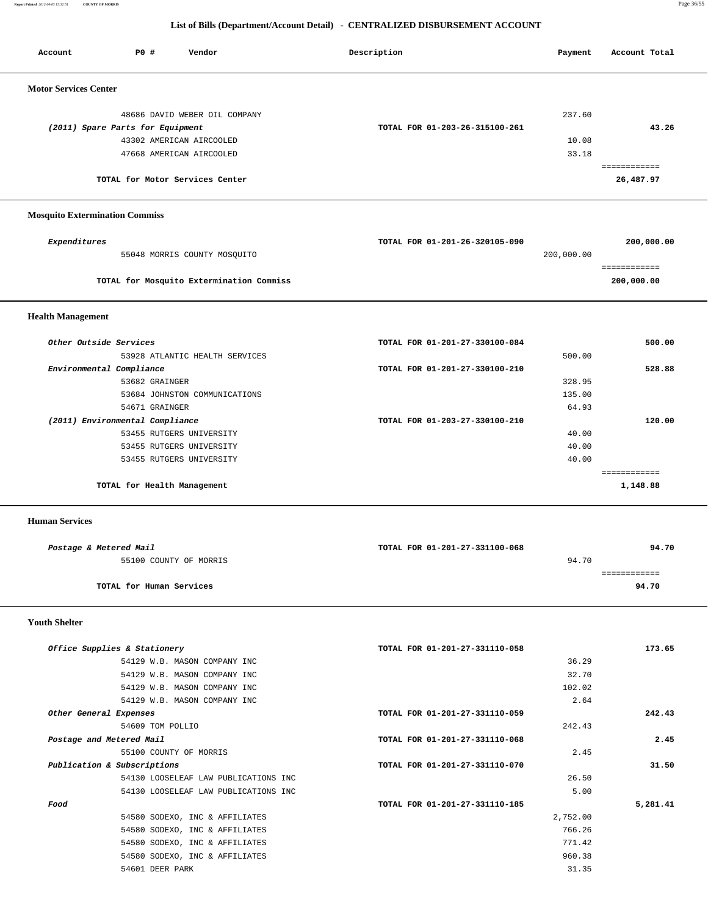## List of Bills (Department/Account Detail) - CENTRALIZED DISBURSEMENT ACCOUNT

| Account | PO # | Vendor | Description | Payment | Account Total |
|---|---|---|---|---|---|

### Motor Services Center

| Account | PO # | Vendor | Description | Payment | Account Total |
|---|---|---|---|---|---|
| | 48686 | DAVID WEBER OIL COMPANY | | 237.60 | |
| *(2011) Spare Parts for Equipment* | | | TOTAL FOR 01-203-26-315100-261 | | 43.26 |
| | 43302 | AMERICAN AIRCOOLED | | 10.08 | |
| | 47668 | AMERICAN AIRCOOLED | | 33.18 | |
| | | **TOTAL for Motor Services Center** | | | **26,487.97** |

### Mosquito Extermination Commiss

| Account | PO # | Vendor | Description | Payment | Account Total |
|---|---|---|---|---|---|
| *Expenditures* | | | TOTAL FOR 01-201-26-320105-090 | | 200,000.00 |
| | 55048 | MORRIS COUNTY MOSQUITO | | 200,000.00 | |
| | | **TOTAL for Mosquito Extermination Commiss** | | | **200,000.00** |

### Health Management

| Account | PO # | Vendor | Description | Payment | Account Total |
|---|---|---|---|---|---|
| *Other Outside Services* | | | TOTAL FOR 01-201-27-330100-084 | | 500.00 |
| | 53928 | ATLANTIC HEALTH SERVICES | | 500.00 | |
| *Environmental Compliance* | | | TOTAL FOR 01-201-27-330100-210 | | 528.88 |
| | 53682 | GRAINGER | | 328.95 | |
| | 53684 | JOHNSTON COMMUNICATIONS | | 135.00 | |
| | 54671 | GRAINGER | | 64.93 | |
| *(2011) Environmental Compliance* | | | TOTAL FOR 01-203-27-330100-210 | | 120.00 |
| | 53455 | RUTGERS UNIVERSITY | | 40.00 | |
| | 53455 | RUTGERS UNIVERSITY | | 40.00 | |
| | 53455 | RUTGERS UNIVERSITY | | 40.00 | |
| | | **TOTAL for Health Management** | | | **1,148.88** |

### Human Services

| Account | PO # | Vendor | Description | Payment | Account Total |
|---|---|---|---|---|---|
| *Postage & Metered Mail* | | | TOTAL FOR 01-201-27-331100-068 | | 94.70 |
| | 55100 | COUNTY OF MORRIS | | 94.70 | |
| | | **TOTAL for Human Services** | | | **94.70** |

### Youth Shelter

| Account | PO # | Vendor | Description | Payment | Account Total |
|---|---|---|---|---|---|
| *Office Supplies & Stationery* | | | TOTAL FOR 01-201-27-331110-058 | | 173.65 |
| | 54129 | W.B. MASON COMPANY INC | | 36.29 | |
| | 54129 | W.B. MASON COMPANY INC | | 32.70 | |
| | 54129 | W.B. MASON COMPANY INC | | 102.02 | |
| | 54129 | W.B. MASON COMPANY INC | | 2.64 | |
| *Other General Expenses* | | | TOTAL FOR 01-201-27-331110-059 | | 242.43 |
| | 54609 | TOM POLLIO | | 242.43 | |
| *Postage and Metered Mail* | | | TOTAL FOR 01-201-27-331110-068 | | 2.45 |
| | 55100 | COUNTY OF MORRIS | | 2.45 | |
| *Publication & Subscriptions* | | | TOTAL FOR 01-201-27-331110-070 | | 31.50 |
| | 54130 | LOOSELEAF LAW PUBLICATIONS INC | | 26.50 | |
| | 54130 | LOOSELEAF LAW PUBLICATIONS INC | | 5.00 | |
| *Food* | | | TOTAL FOR 01-201-27-331110-185 | | 5,281.41 |
| | 54580 | SODEXO, INC & AFFILIATES | | 2,752.00 | |
| | 54580 | SODEXO, INC & AFFILIATES | | 766.26 | |
| | 54580 | SODEXO, INC & AFFILIATES | | 771.42 | |
| | 54580 | SODEXO, INC & AFFILIATES | | 960.38 | |
| | 54601 | DEER PARK | | 31.35 | |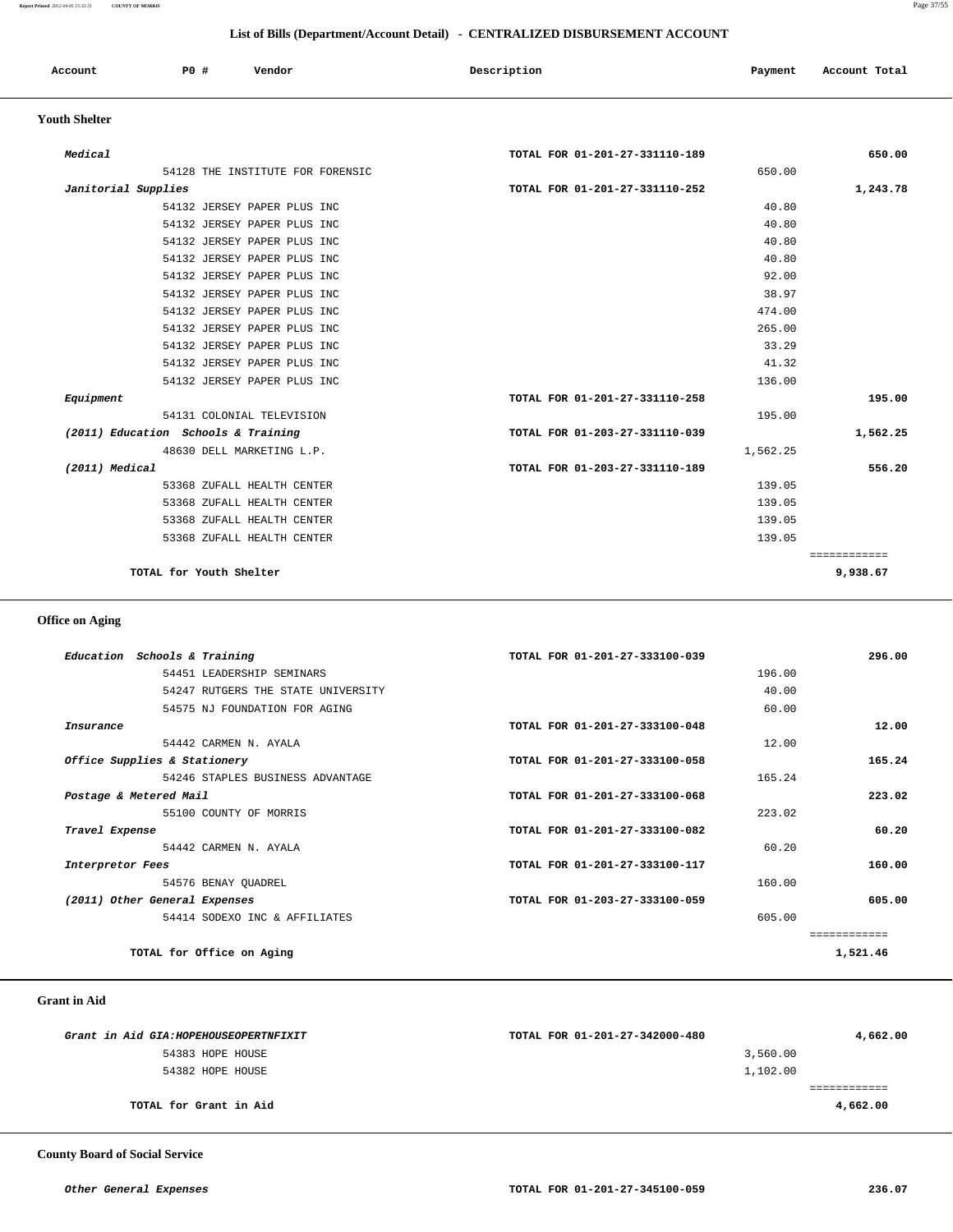## List of Bills (Department/Account Detail) - CENTRALIZED DISBURSEMENT ACCOUNT

| Account | PO # | Vendor | Description | Payment | Account Total |
|---|---|---|---|---|---|

### Youth Shelter

| Account | PO # | Vendor | Description | Payment | Account Total |
|---|---|---|---|---|---|
| *Medical* | | | TOTAL FOR 01-201-27-331110-189 | | 650.00 |
| | 54128 | THE INSTITUTE FOR FORENSIC | | 650.00 | |
| *Janitorial Supplies* | | | TOTAL FOR 01-201-27-331110-252 | | 1,243.78 |
| | 54132 | JERSEY PAPER PLUS INC | | 40.80 | |
| | 54132 | JERSEY PAPER PLUS INC | | 40.80 | |
| | 54132 | JERSEY PAPER PLUS INC | | 40.80 | |
| | 54132 | JERSEY PAPER PLUS INC | | 40.80 | |
| | 54132 | JERSEY PAPER PLUS INC | | 92.00 | |
| | 54132 | JERSEY PAPER PLUS INC | | 38.97 | |
| | 54132 | JERSEY PAPER PLUS INC | | 474.00 | |
| | 54132 | JERSEY PAPER PLUS INC | | 265.00 | |
| | 54132 | JERSEY PAPER PLUS INC | | 33.29 | |
| | 54132 | JERSEY PAPER PLUS INC | | 41.32 | |
| | 54132 | JERSEY PAPER PLUS INC | | 136.00 | |
| *Equipment* | | | TOTAL FOR 01-201-27-331110-258 | | 195.00 |
| | 54131 | COLONIAL TELEVISION | | 195.00 | |
| *(2011) Education Schools & Training* | | | TOTAL FOR 01-203-27-331110-039 | | 1,562.25 |
| | 48630 | DELL MARKETING L.P. | | 1,562.25 | |
| *(2011) Medical* | | | TOTAL FOR 01-203-27-331110-189 | | 556.20 |
| | 53368 | ZUFALL HEALTH CENTER | | 139.05 | |
| | 53368 | ZUFALL HEALTH CENTER | | 139.05 | |
| | 53368 | ZUFALL HEALTH CENTER | | 139.05 | |
| | 53368 | ZUFALL HEALTH CENTER | | 139.05 | |
| | | | | | ============ |
| | **TOTAL for Youth Shelter** | | | | **9,938.67** |

### Office on Aging

| Account | PO # | Vendor | Description | Payment | Account Total |
|---|---|---|---|---|---|
| *Education Schools & Training* | | | TOTAL FOR 01-201-27-333100-039 | | 296.00 |
| | 54451 | LEADERSHIP SEMINARS | | 196.00 | |
| | 54247 | RUTGERS THE STATE UNIVERSITY | | 40.00 | |
| | 54575 | NJ FOUNDATION FOR AGING | | 60.00 | |
| *Insurance* | | | TOTAL FOR 01-201-27-333100-048 | | 12.00 |
| | 54442 | CARMEN N. AYALA | | 12.00 | |
| *Office Supplies & Stationery* | | | TOTAL FOR 01-201-27-333100-058 | | 165.24 |
| | 54246 | STAPLES BUSINESS ADVANTAGE | | 165.24 | |
| *Postage & Metered Mail* | | | TOTAL FOR 01-201-27-333100-068 | | 223.02 |
| | 55100 | COUNTY OF MORRIS | | 223.02 | |
| *Travel Expense* | | | TOTAL FOR 01-201-27-333100-082 | | 60.20 |
| | 54442 | CARMEN N. AYALA | | 60.20 | |
| *Interpretor Fees* | | | TOTAL FOR 01-201-27-333100-117 | | 160.00 |
| | 54576 | BENAY QUADREL | | 160.00 | |
| *(2011) Other General Expenses* | | | TOTAL FOR 01-203-27-333100-059 | | 605.00 |
| | 54414 | SODEXO INC & AFFILIATES | | 605.00 | |
| | | | | | ============ |
| | **TOTAL for Office on Aging** | | | | **1,521.46** |

### Grant in Aid

| Account | PO # | Vendor | Description | Payment | Account Total |
|---|---|---|---|---|---|
| *Grant in Aid GIA:HOPEHOUSEOPERTNFIXIT* | | | TOTAL FOR 01-201-27-342000-480 | | 4,662.00 |
| | 54383 | HOPE HOUSE | | 3,560.00 | |
| | 54382 | HOPE HOUSE | | 1,102.00 | |
| | | | | | ============ |
| | **TOTAL for Grant in Aid** | | | | **4,662.00** |

### County Board of Social Service

| Account | PO # | Vendor | Description | Payment | Account Total |
|---|---|---|---|---|---|
| *Other General Expenses* | | | TOTAL FOR 01-201-27-345100-059 | | 236.07 |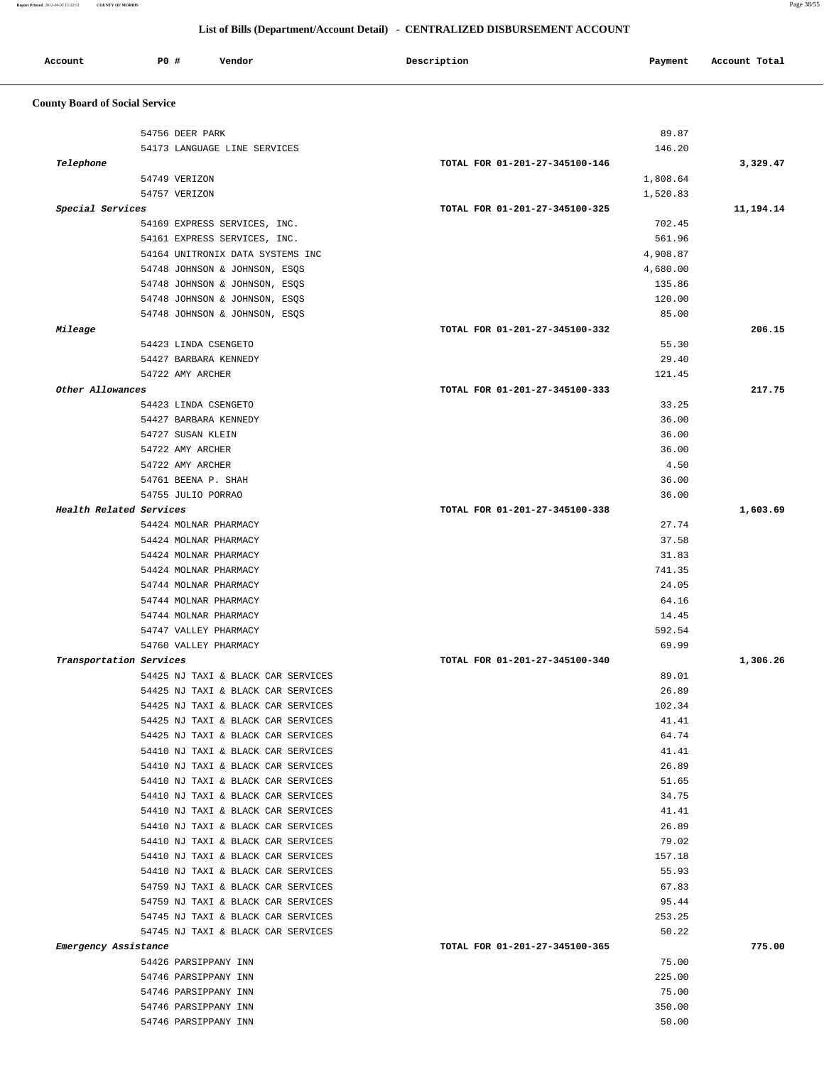## List of Bills (Department/Account Detail) - CENTRALIZED DISBURSEMENT ACCOUNT

| Account | PO # | Vendor | Description | Payment | Account Total |
|---|---|---|---|---|---|

### County Board of Social Service

| Account | PO # | Vendor | Description | Payment | Account Total |
|---|---|---|---|---|---|
| | 54756 | DEER PARK | | 89.87 | |
| | 54173 | LANGUAGE LINE SERVICES | | 146.20 | |
| *Telephone* | | | TOTAL FOR 01-201-27-345100-146 | | **3,329.47** |
| | 54749 | VERIZON | | 1,808.64 | |
| | 54757 | VERIZON | | 1,520.83 | |
| *Special Services* | | | TOTAL FOR 01-201-27-345100-325 | | **11,194.14** |
| | 54169 | EXPRESS SERVICES, INC. | | 702.45 | |
| | 54161 | EXPRESS SERVICES, INC. | | 561.96 | |
| | 54164 | UNITRONIX DATA SYSTEMS INC | | 4,908.87 | |
| | 54748 | JOHNSON & JOHNSON, ESQS | | 4,680.00 | |
| | 54748 | JOHNSON & JOHNSON, ESQS | | 135.86 | |
| | 54748 | JOHNSON & JOHNSON, ESQS | | 120.00 | |
| | 54748 | JOHNSON & JOHNSON, ESQS | | 85.00 | |
| *Mileage* | | | TOTAL FOR 01-201-27-345100-332 | | **206.15** |
| | 54423 | LINDA CSENGETO | | 55.30 | |
| | 54427 | BARBARA KENNEDY | | 29.40 | |
| | 54722 | AMY ARCHER | | 121.45 | |
| *Other Allowances* | | | TOTAL FOR 01-201-27-345100-333 | | **217.75** |
| | 54423 | LINDA CSENGETO | | 33.25 | |
| | 54427 | BARBARA KENNEDY | | 36.00 | |
| | 54727 | SUSAN KLEIN | | 36.00 | |
| | 54722 | AMY ARCHER | | 36.00 | |
| | 54722 | AMY ARCHER | | 4.50 | |
| | 54761 | BEENA P. SHAH | | 36.00 | |
| | 54755 | JULIO PORRAO | | 36.00 | |
| *Health Related Services* | | | TOTAL FOR 01-201-27-345100-338 | | **1,603.69** |
| | 54424 | MOLNAR PHARMACY | | 27.74 | |
| | 54424 | MOLNAR PHARMACY | | 37.58 | |
| | 54424 | MOLNAR PHARMACY | | 31.83 | |
| | 54424 | MOLNAR PHARMACY | | 741.35 | |
| | 54744 | MOLNAR PHARMACY | | 24.05 | |
| | 54744 | MOLNAR PHARMACY | | 64.16 | |
| | 54744 | MOLNAR PHARMACY | | 14.45 | |
| | 54747 | VALLEY PHARMACY | | 592.54 | |
| | 54760 | VALLEY PHARMACY | | 69.99 | |
| *Transportation Services* | | | TOTAL FOR 01-201-27-345100-340 | | **1,306.26** |
| | 54425 | NJ TAXI & BLACK CAR SERVICES | | 89.01 | |
| | 54425 | NJ TAXI & BLACK CAR SERVICES | | 26.89 | |
| | 54425 | NJ TAXI & BLACK CAR SERVICES | | 102.34 | |
| | 54425 | NJ TAXI & BLACK CAR SERVICES | | 41.41 | |
| | 54425 | NJ TAXI & BLACK CAR SERVICES | | 64.74 | |
| | 54410 | NJ TAXI & BLACK CAR SERVICES | | 41.41 | |
| | 54410 | NJ TAXI & BLACK CAR SERVICES | | 26.89 | |
| | 54410 | NJ TAXI & BLACK CAR SERVICES | | 51.65 | |
| | 54410 | NJ TAXI & BLACK CAR SERVICES | | 34.75 | |
| | 54410 | NJ TAXI & BLACK CAR SERVICES | | 41.41 | |
| | 54410 | NJ TAXI & BLACK CAR SERVICES | | 26.89 | |
| | 54410 | NJ TAXI & BLACK CAR SERVICES | | 79.02 | |
| | 54410 | NJ TAXI & BLACK CAR SERVICES | | 157.18 | |
| | 54410 | NJ TAXI & BLACK CAR SERVICES | | 55.93 | |
| | 54759 | NJ TAXI & BLACK CAR SERVICES | | 67.83 | |
| | 54759 | NJ TAXI & BLACK CAR SERVICES | | 95.44 | |
| | 54745 | NJ TAXI & BLACK CAR SERVICES | | 253.25 | |
| | 54745 | NJ TAXI & BLACK CAR SERVICES | | 50.22 | |
| *Emergency Assistance* | | | TOTAL FOR 01-201-27-345100-365 | | **775.00** |
| | 54426 | PARSIPPANY INN | | 75.00 | |
| | 54746 | PARSIPPANY INN | | 225.00 | |
| | 54746 | PARSIPPANY INN | | 75.00 | |
| | 54746 | PARSIPPANY INN | | 350.00 | |
| | 54746 | PARSIPPANY INN | | 50.00 | |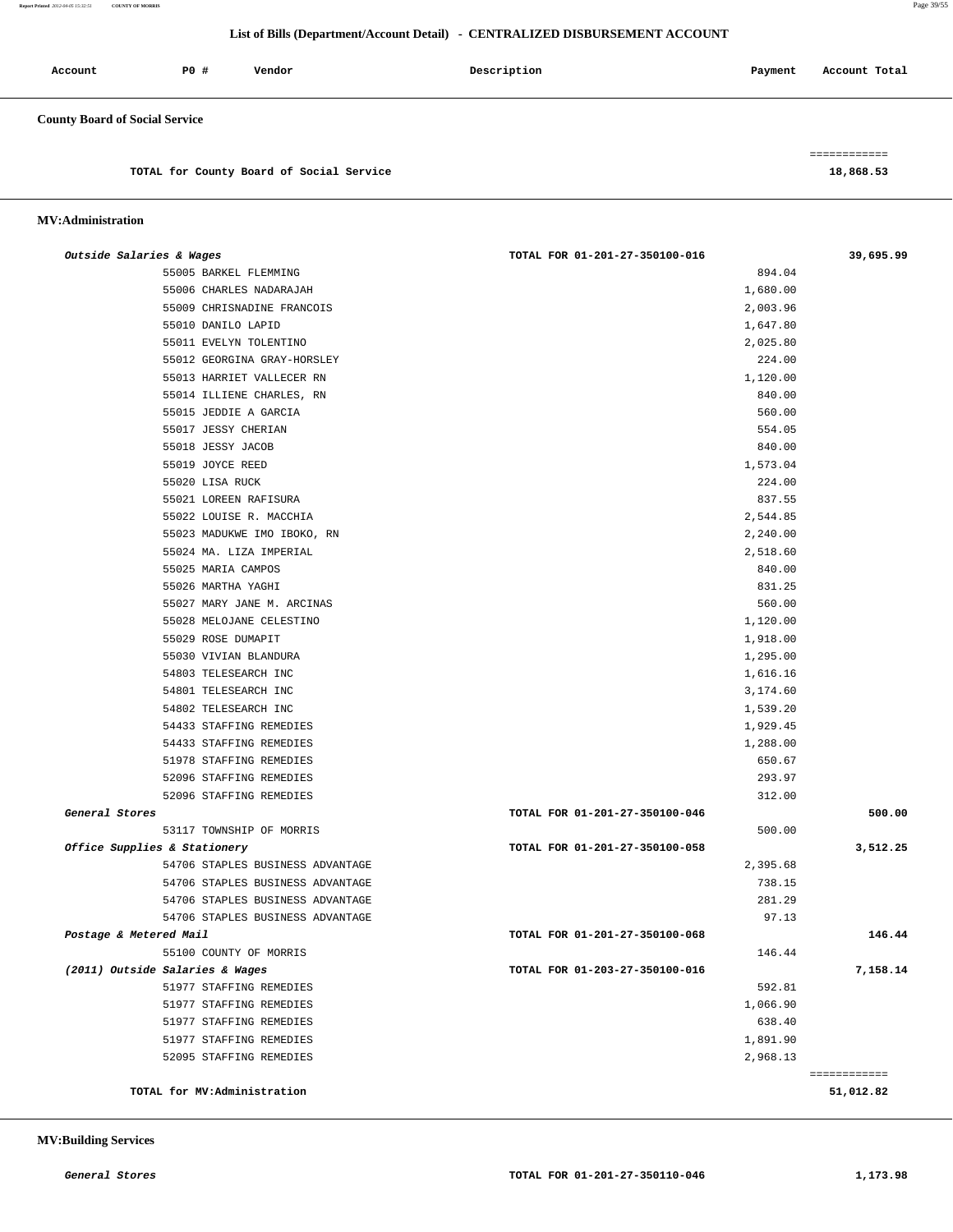## List of Bills (Department/Account Detail) - CENTRALIZED DISBURSEMENT ACCOUNT

| Account | PO # | Vendor | Description | Payment | Account Total |
|---|---|---|---|---|---|

### County Board of Social Service

| | | |
|---|---|---|
| TOTAL for County Board of Social Service | | ============ 18,868.53 |

### MV:Administration

| Account | PO # / Vendor | Description | Payment | Account Total |
|---|---|---|---|---|
| *Outside Salaries & Wages* | | TOTAL FOR 01-201-27-350100-016 | | 39,695.99 |
| | 55005 BARKEL FLEMMING | | 894.04 | |
| | 55006 CHARLES NADARAJAH | | 1,680.00 | |
| | 55009 CHRISNADINE FRANCOIS | | 2,003.96 | |
| | 55010 DANILO LAPID | | 1,647.80 | |
| | 55011 EVELYN TOLENTINO | | 2,025.80 | |
| | 55012 GEORGINA GRAY-HORSLEY | | 224.00 | |
| | 55013 HARRIET VALLECER RN | | 1,120.00 | |
| | 55014 ILLIENE CHARLES, RN | | 840.00 | |
| | 55015 JEDDIE A GARCIA | | 560.00 | |
| | 55017 JESSY CHERIAN | | 554.05 | |
| | 55018 JESSY JACOB | | 840.00 | |
| | 55019 JOYCE REED | | 1,573.04 | |
| | 55020 LISA RUCK | | 224.00 | |
| | 55021 LOREEN RAFISURA | | 837.55 | |
| | 55022 LOUISE R. MACCHIA | | 2,544.85 | |
| | 55023 MADUKWE IMO IBOKO, RN | | 2,240.00 | |
| | 55024 MA. LIZA IMPERIAL | | 2,518.60 | |
| | 55025 MARIA CAMPOS | | 840.00 | |
| | 55026 MARTHA YAGHI | | 831.25 | |
| | 55027 MARY JANE M. ARCINAS | | 560.00 | |
| | 55028 MELOJANE CELESTINO | | 1,120.00 | |
| | 55029 ROSE DUMAPIT | | 1,918.00 | |
| | 55030 VIVIAN BLANDURA | | 1,295.00 | |
| | 54803 TELESEARCH INC | | 1,616.16 | |
| | 54801 TELESEARCH INC | | 3,174.60 | |
| | 54802 TELESEARCH INC | | 1,539.20 | |
| | 54433 STAFFING REMEDIES | | 1,929.45 | |
| | 54433 STAFFING REMEDIES | | 1,288.00 | |
| | 51978 STAFFING REMEDIES | | 650.67 | |
| | 52096 STAFFING REMEDIES | | 293.97 | |
| | 52096 STAFFING REMEDIES | | 312.00 | |
| *General Stores* | | TOTAL FOR 01-201-27-350100-046 | | 500.00 |
| | 53117 TOWNSHIP OF MORRIS | | 500.00 | |
| *Office Supplies & Stationery* | | TOTAL FOR 01-201-27-350100-058 | | 3,512.25 |
| | 54706 STAPLES BUSINESS ADVANTAGE | | 2,395.68 | |
| | 54706 STAPLES BUSINESS ADVANTAGE | | 738.15 | |
| | 54706 STAPLES BUSINESS ADVANTAGE | | 281.29 | |
| | 54706 STAPLES BUSINESS ADVANTAGE | | 97.13 | |
| *Postage & Metered Mail* | | TOTAL FOR 01-201-27-350100-068 | | 146.44 |
| | 55100 COUNTY OF MORRIS | | 146.44 | |
| *(2011) Outside Salaries & Wages* | | TOTAL FOR 01-203-27-350100-016 | | 7,158.14 |
| | 51977 STAFFING REMEDIES | | 592.81 | |
| | 51977 STAFFING REMEDIES | | 1,066.90 | |
| | 51977 STAFFING REMEDIES | | 638.40 | |
| | 51977 STAFFING REMEDIES | | 1,891.90 | |
| | 52095 STAFFING REMEDIES | | 2,968.13 | |

| | | |
|---|---|---|
| TOTAL for MV:Administration | | ============ 51,012.82 |

### MV:Building Services

| Account | PO # / Vendor | Description | Payment | Account Total |
|---|---|---|---|---|
| *General Stores* | | TOTAL FOR 01-201-27-350110-046 | | 1,173.98 |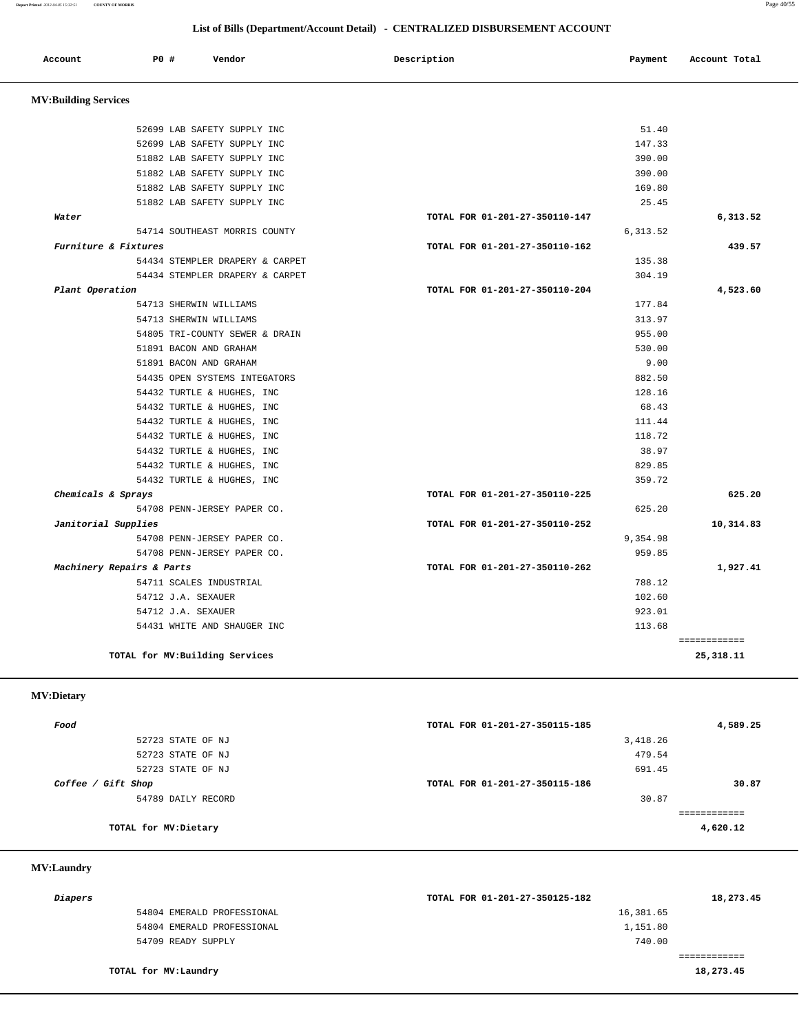## List of Bills (Department/Account Detail) - CENTRALIZED DISBURSEMENT ACCOUNT

| Account | PO # | Vendor | Description | Payment | Account Total |
|---|---|---|---|---|---|

### MV:Building Services

| Account | PO # | Vendor | Description | Payment | Account Total |
|---|---|---|---|---|---|
| | 52699 | LAB SAFETY SUPPLY INC | | 51.40 | |
| | 52699 | LAB SAFETY SUPPLY INC | | 147.33 | |
| | 51882 | LAB SAFETY SUPPLY INC | | 390.00 | |
| | 51882 | LAB SAFETY SUPPLY INC | | 390.00 | |
| | 51882 | LAB SAFETY SUPPLY INC | | 169.80 | |
| | 51882 | LAB SAFETY SUPPLY INC | | 25.45 | |
| *Water* | | | TOTAL FOR 01-201-27-350110-147 | | 6,313.52 |
| | 54714 | SOUTHEAST MORRIS COUNTY | | 6,313.52 | |
| *Furniture & Fixtures* | | | TOTAL FOR 01-201-27-350110-162 | | 439.57 |
| | 54434 | STEMPLER DRAPERY & CARPET | | 135.38 | |
| | 54434 | STEMPLER DRAPERY & CARPET | | 304.19 | |
| *Plant Operation* | | | TOTAL FOR 01-201-27-350110-204 | | 4,523.60 |
| | 54713 | SHERWIN WILLIAMS | | 177.84 | |
| | 54713 | SHERWIN WILLIAMS | | 313.97 | |
| | 54805 | TRI-COUNTY SEWER & DRAIN | | 955.00 | |
| | 51891 | BACON AND GRAHAM | | 530.00 | |
| | 51891 | BACON AND GRAHAM | | 9.00 | |
| | 54435 | OPEN SYSTEMS INTEGATORS | | 882.50 | |
| | 54432 | TURTLE & HUGHES, INC | | 128.16 | |
| | 54432 | TURTLE & HUGHES, INC | | 68.43 | |
| | 54432 | TURTLE & HUGHES, INC | | 111.44 | |
| | 54432 | TURTLE & HUGHES, INC | | 118.72 | |
| | 54432 | TURTLE & HUGHES, INC | | 38.97 | |
| | 54432 | TURTLE & HUGHES, INC | | 829.85 | |
| | 54432 | TURTLE & HUGHES, INC | | 359.72 | |
| *Chemicals & Sprays* | | | TOTAL FOR 01-201-27-350110-225 | | 625.20 |
| | 54708 | PENN-JERSEY PAPER CO. | | 625.20 | |
| *Janitorial Supplies* | | | TOTAL FOR 01-201-27-350110-252 | | 10,314.83 |
| | 54708 | PENN-JERSEY PAPER CO. | | 9,354.98 | |
| | 54708 | PENN-JERSEY PAPER CO. | | 959.85 | |
| *Machinery Repairs & Parts* | | | TOTAL FOR 01-201-27-350110-262 | | 1,927.41 |
| | 54711 | SCALES INDUSTRIAL | | 788.12 | |
| | 54712 | J.A. SEXAUER | | 102.60 | |
| | 54712 | J.A. SEXAUER | | 923.01 | |
| | 54431 | WHITE AND SHAUGER INC | | 113.68 | |
| | | TOTAL for MV:Building Services | | | 25,318.11 |

### MV:Dietary

| Account | PO # | Vendor | Description | Payment | Account Total |
|---|---|---|---|---|---|
| *Food* | | | TOTAL FOR 01-201-27-350115-185 | | 4,589.25 |
| | 52723 | STATE OF NJ | | 3,418.26 | |
| | 52723 | STATE OF NJ | | 479.54 | |
| | 52723 | STATE OF NJ | | 691.45 | |
| *Coffee / Gift Shop* | | | TOTAL FOR 01-201-27-350115-186 | | 30.87 |
| | 54789 | DAILY RECORD | | 30.87 | |
| | | TOTAL for MV:Dietary | | | 4,620.12 |

### MV:Laundry

| Account | PO # | Vendor | Description | Payment | Account Total |
|---|---|---|---|---|---|
| *Diapers* | | | TOTAL FOR 01-201-27-350125-182 | | 18,273.45 |
| | 54804 | EMERALD PROFESSIONAL | | 16,381.65 | |
| | 54804 | EMERALD PROFESSIONAL | | 1,151.80 | |
| | 54709 | READY SUPPLY | | 740.00 | |
| | | TOTAL for MV:Laundry | | | 18,273.45 |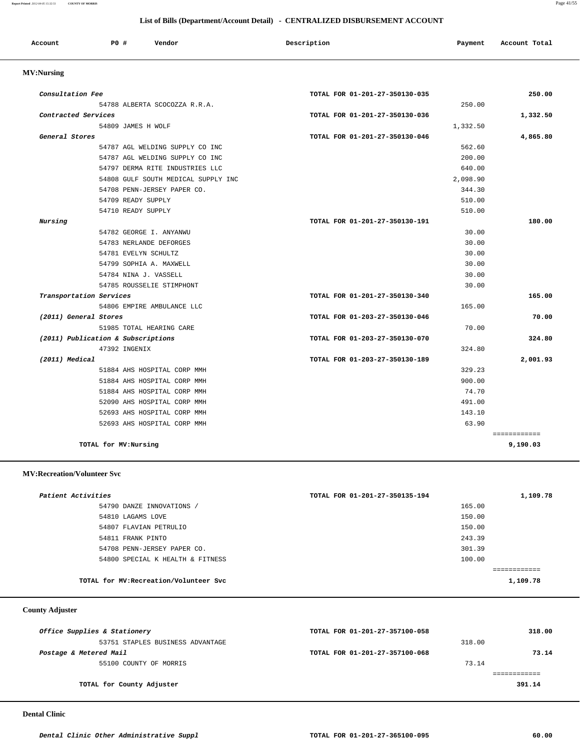## List of Bills (Department/Account Detail) - CENTRALIZED DISBURSEMENT ACCOUNT

| Account | PO # | Vendor | Description | Payment | Account Total |
|---|---|---|---|---|---|

### MV:Nursing

| Account | PO # | Vendor | Description | Payment | Account Total |
|---|---|---|---|---|---|
| *Consultation Fee* | | | TOTAL FOR 01-201-27-350130-035 | | 250.00 |
| | 54788 | ALBERTA SCOCOZZA R.R.A. | | 250.00 | |
| *Contracted Services* | | | TOTAL FOR 01-201-27-350130-036 | | 1,332.50 |
| | 54809 | JAMES H WOLF | | 1,332.50 | |
| *General Stores* | | | TOTAL FOR 01-201-27-350130-046 | | 4,865.80 |
| | 54787 | AGL WELDING SUPPLY CO INC | | 562.60 | |
| | 54787 | AGL WELDING SUPPLY CO INC | | 200.00 | |
| | 54797 | DERMA RITE INDUSTRIES LLC | | 640.00 | |
| | 54808 | GULF SOUTH MEDICAL SUPPLY INC | | 2,098.90 | |
| | 54708 | PENN-JERSEY PAPER CO. | | 344.30 | |
| | 54709 | READY SUPPLY | | 510.00 | |
| | 54710 | READY SUPPLY | | 510.00 | |
| *Nursing* | | | TOTAL FOR 01-201-27-350130-191 | | 180.00 |
| | 54782 | GEORGE I. ANYANWU | | 30.00 | |
| | 54783 | NERLANDE DEFORGES | | 30.00 | |
| | 54781 | EVELYN SCHULTZ | | 30.00 | |
| | 54799 | SOPHIA A. MAXWELL | | 30.00 | |
| | 54784 | NINA J. VASSELL | | 30.00 | |
| | 54785 | ROUSSELIE STIMPHONT | | 30.00 | |
| *Transportation Services* | | | TOTAL FOR 01-201-27-350130-340 | | 165.00 |
| | 54806 | EMPIRE AMBULANCE LLC | | 165.00 | |
| *(2011) General Stores* | | | TOTAL FOR 01-203-27-350130-046 | | 70.00 |
| | 51985 | TOTAL HEARING CARE | | 70.00 | |
| *(2011) Publication & Subscriptions* | | | TOTAL FOR 01-203-27-350130-070 | | 324.80 |
| | 47392 | INGENIX | | 324.80 | |
| *(2011) Medical* | | | TOTAL FOR 01-203-27-350130-189 | | 2,001.93 |
| | 51884 | AHS HOSPITAL CORP MMH | | 329.23 | |
| | 51884 | AHS HOSPITAL CORP MMH | | 900.00 | |
| | 51884 | AHS HOSPITAL CORP MMH | | 74.70 | |
| | 52090 | AHS HOSPITAL CORP MMH | | 491.00 | |
| | 52693 | AHS HOSPITAL CORP MMH | | 143.10 | |
| | 52693 | AHS HOSPITAL CORP MMH | | 63.90 | |
| | | **TOTAL for MV:Nursing** | | | **9,190.03** |

### MV:Recreation/Volunteer Svc

| Account | PO # | Vendor | Description | Payment | Account Total |
|---|---|---|---|---|---|
| *Patient Activities* | | | TOTAL FOR 01-201-27-350135-194 | | 1,109.78 |
| | 54790 | DANZE INNOVATIONS / | | 165.00 | |
| | 54810 | LAGAMS LOVE | | 150.00 | |
| | 54807 | FLAVIAN PETRULIO | | 150.00 | |
| | 54811 | FRANK PINTO | | 243.39 | |
| | 54708 | PENN-JERSEY PAPER CO. | | 301.39 | |
| | 54800 | SPECIAL K HEALTH & FITNESS | | 100.00 | |
| | | **TOTAL for MV:Recreation/Volunteer Svc** | | | **1,109.78** |

### County Adjuster

| Account | PO # | Vendor | Description | Payment | Account Total |
|---|---|---|---|---|---|
| *Office Supplies & Stationery* | | | TOTAL FOR 01-201-27-357100-058 | | 318.00 |
| | 53751 | STAPLES BUSINESS ADVANTAGE | | 318.00 | |
| *Postage & Metered Mail* | | | TOTAL FOR 01-201-27-357100-068 | | 73.14 |
| | 55100 | COUNTY OF MORRIS | | 73.14 | |
| | | **TOTAL for County Adjuster** | | | **391.14** |

### Dental Clinic

| Account | PO # | Vendor | Description | Payment | Account Total |
|---|---|---|---|---|---|
| *Dental Clinic Other Administrative Suppl* | | | TOTAL FOR 01-201-27-365100-095 | | 60.00 |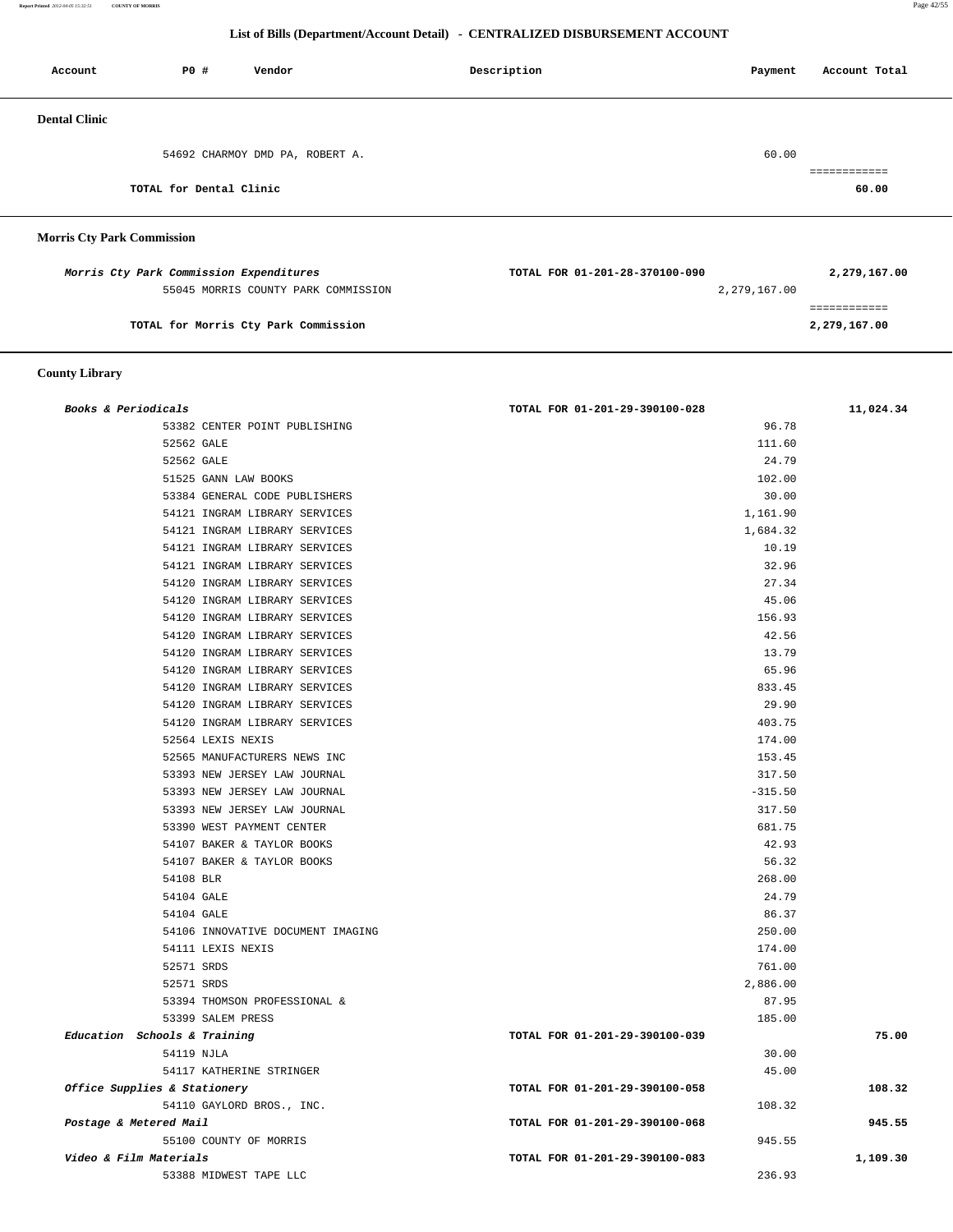## List of Bills (Department/Account Detail) - CENTRALIZED DISBURSEMENT ACCOUNT

| Account | PO # | Vendor | Description | Payment | Account Total |
|---|---|---|---|---|---|

### Dental Clinic

| Account | PO # | Vendor | Description | Payment | Account Total |
|---|---|---|---|---|---|
| | 54692 | CHARMOY DMD PA, ROBERT A. | | 60.00 | |
| **TOTAL for Dental Clinic** | | | | | **60.00** |

### Morris Cty Park Commission

| Account | PO # | Vendor | Description | Payment | Account Total |
|---|---|---|---|---|---|
| *Morris Cty Park Commission Expenditures* | | | TOTAL FOR 01-201-28-370100-090 | | 2,279,167.00 |
| | 55045 | MORRIS COUNTY PARK COMMISSION | | 2,279,167.00 | |
| **TOTAL for Morris Cty Park Commission** | | | | | **2,279,167.00** |

### County Library

| Account | PO # | Vendor | Description | Payment | Account Total |
|---|---|---|---|---|---|
| *Books & Periodicals* | | | TOTAL FOR 01-201-29-390100-028 | | 11,024.34 |
| | 53382 | CENTER POINT PUBLISHING | | 96.78 | |
| | 52562 | GALE | | 111.60 | |
| | 52562 | GALE | | 24.79 | |
| | 51525 | GANN LAW BOOKS | | 102.00 | |
| | 53384 | GENERAL CODE PUBLISHERS | | 30.00 | |
| | 54121 | INGRAM LIBRARY SERVICES | | 1,161.90 | |
| | 54121 | INGRAM LIBRARY SERVICES | | 1,684.32 | |
| | 54121 | INGRAM LIBRARY SERVICES | | 10.19 | |
| | 54121 | INGRAM LIBRARY SERVICES | | 32.96 | |
| | 54120 | INGRAM LIBRARY SERVICES | | 27.34 | |
| | 54120 | INGRAM LIBRARY SERVICES | | 45.06 | |
| | 54120 | INGRAM LIBRARY SERVICES | | 156.93 | |
| | 54120 | INGRAM LIBRARY SERVICES | | 42.56 | |
| | 54120 | INGRAM LIBRARY SERVICES | | 13.79 | |
| | 54120 | INGRAM LIBRARY SERVICES | | 65.96 | |
| | 54120 | INGRAM LIBRARY SERVICES | | 833.45 | |
| | 54120 | INGRAM LIBRARY SERVICES | | 29.90 | |
| | 54120 | INGRAM LIBRARY SERVICES | | 403.75 | |
| | 52564 | LEXIS NEXIS | | 174.00 | |
| | 52565 | MANUFACTURERS NEWS INC | | 153.45 | |
| | 53393 | NEW JERSEY LAW JOURNAL | | 317.50 | |
| | 53393 | NEW JERSEY LAW JOURNAL | | -315.50 | |
| | 53393 | NEW JERSEY LAW JOURNAL | | 317.50 | |
| | 53390 | WEST PAYMENT CENTER | | 681.75 | |
| | 54107 | BAKER & TAYLOR BOOKS | | 42.93 | |
| | 54107 | BAKER & TAYLOR BOOKS | | 56.32 | |
| | 54108 | BLR | | 268.00 | |
| | 54104 | GALE | | 24.79 | |
| | 54104 | GALE | | 86.37 | |
| | 54106 | INNOVATIVE DOCUMENT IMAGING | | 250.00 | |
| | 54111 | LEXIS NEXIS | | 174.00 | |
| | 52571 | SRDS | | 761.00 | |
| | 52571 | SRDS | | 2,886.00 | |
| | 53394 | THOMSON PROFESSIONAL & | | 87.95 | |
| | 53399 | SALEM PRESS | | 185.00 | |
| *Education Schools & Training* | | | TOTAL FOR 01-201-29-390100-039 | | 75.00 |
| | 54119 | NJLA | | 30.00 | |
| | 54117 | KATHERINE STRINGER | | 45.00 | |
| *Office Supplies & Stationery* | | | TOTAL FOR 01-201-29-390100-058 | | 108.32 |
| | 54110 | GAYLORD BROS., INC. | | 108.32 | |
| *Postage & Metered Mail* | | | TOTAL FOR 01-201-29-390100-068 | | 945.55 |
| | 55100 | COUNTY OF MORRIS | | 945.55 | |
| *Video & Film Materials* | | | TOTAL FOR 01-201-29-390100-083 | | 1,109.30 |
| | 53388 | MIDWEST TAPE LLC | | 236.93 | |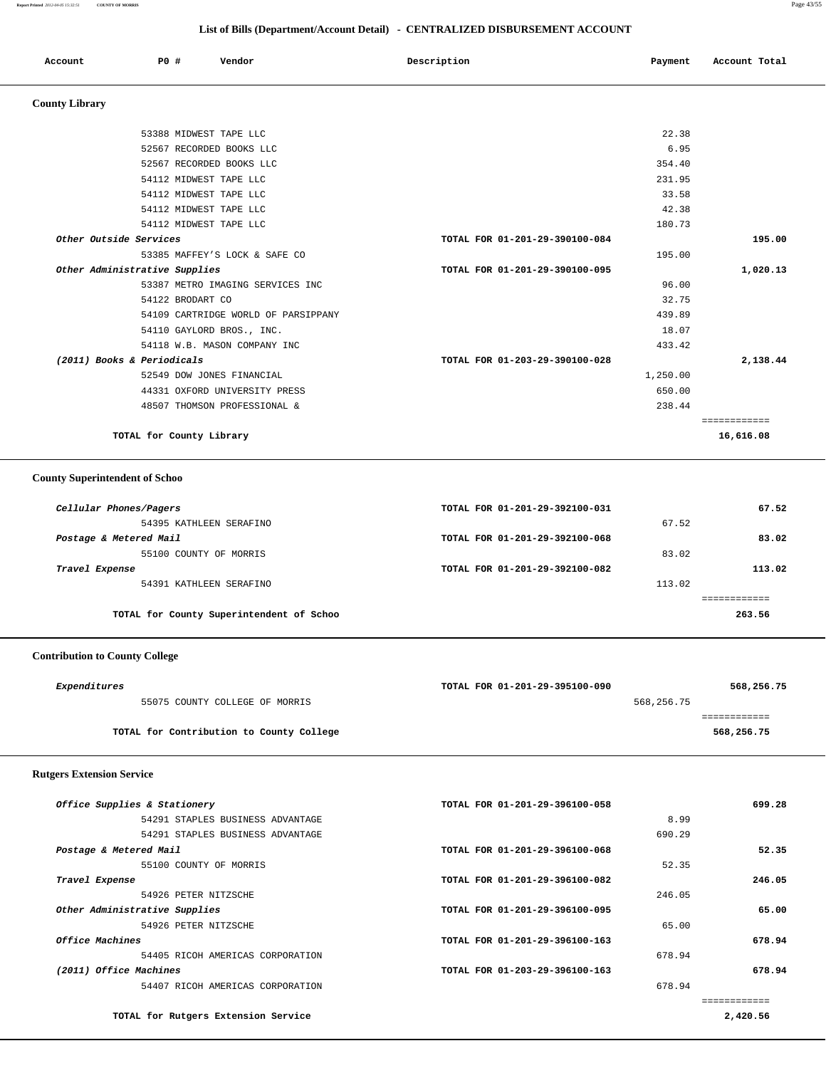## List of Bills (Department/Account Detail) - CENTRALIZED DISBURSEMENT ACCOUNT

| Account | PO # | Vendor | Description | Payment | Account Total |
|---|---|---|---|---|---|

### County Library

| Account | PO # | Vendor | Description | Payment | Account Total |
|---|---|---|---|---|---|
| | 53388 | MIDWEST TAPE LLC | | 22.38 | |
| | 52567 | RECORDED BOOKS LLC | | 6.95 | |
| | 52567 | RECORDED BOOKS LLC | | 354.40 | |
| | 54112 | MIDWEST TAPE LLC | | 231.95 | |
| | 54112 | MIDWEST TAPE LLC | | 33.58 | |
| | 54112 | MIDWEST TAPE LLC | | 42.38 | |
| | 54112 | MIDWEST TAPE LLC | | 180.73 | |
| *Other Outside Services* | | | TOTAL FOR 01-201-29-390100-084 | | **195.00** |
| | 53385 | MAFFEY'S LOCK & SAFE CO | | 195.00 | |
| *Other Administrative Supplies* | | | TOTAL FOR 01-201-29-390100-095 | | **1,020.13** |
| | 53387 | METRO IMAGING SERVICES INC | | 96.00 | |
| | 54122 | BRODART CO | | 32.75 | |
| | 54109 | CARTRIDGE WORLD OF PARSIPPANY | | 439.89 | |
| | 54110 | GAYLORD BROS., INC. | | 18.07 | |
| | 54118 | W.B. MASON COMPANY INC | | 433.42 | |
| *(2011) Books & Periodicals* | | | TOTAL FOR 01-203-29-390100-028 | | **2,138.44** |
| | 52549 | DOW JONES FINANCIAL | | 1,250.00 | |
| | 44331 | OXFORD UNIVERSITY PRESS | | 650.00 | |
| | 48507 | THOMSON PROFESSIONAL & | | 238.44 | |
| | | **TOTAL for County Library** | | | ============ **16,616.08** |

### County Superintendent of Schoo

| Account | PO # | Vendor | Description | Payment | Account Total |
|---|---|---|---|---|---|
| *Cellular Phones/Pagers* | | | TOTAL FOR 01-201-29-392100-031 | | **67.52** |
| | 54395 | KATHLEEN SERAFINO | | 67.52 | |
| *Postage & Metered Mail* | | | TOTAL FOR 01-201-29-392100-068 | | **83.02** |
| | 55100 | COUNTY OF MORRIS | | 83.02 | |
| *Travel Expense* | | | TOTAL FOR 01-201-29-392100-082 | | **113.02** |
| | 54391 | KATHLEEN SERAFINO | | 113.02 | |
| | | **TOTAL for County Superintendent of Schoo** | | | ============ **263.56** |

### Contribution to County College

| Account | PO # | Vendor | Description | Payment | Account Total |
|---|---|---|---|---|---|
| *Expenditures* | | | TOTAL FOR 01-201-29-395100-090 | | **568,256.75** |
| | 55075 | COUNTY COLLEGE OF MORRIS | | 568,256.75 | |
| | | **TOTAL for Contribution to County College** | | | ============ **568,256.75** |

### Rutgers Extension Service

| Account | PO # | Vendor | Description | Payment | Account Total |
|---|---|---|---|---|---|
| *Office Supplies & Stationery* | | | TOTAL FOR 01-201-29-396100-058 | | **699.28** |
| | 54291 | STAPLES BUSINESS ADVANTAGE | | 8.99 | |
| | 54291 | STAPLES BUSINESS ADVANTAGE | | 690.29 | |
| *Postage & Metered Mail* | | | TOTAL FOR 01-201-29-396100-068 | | **52.35** |
| | 55100 | COUNTY OF MORRIS | | 52.35 | |
| *Travel Expense* | | | TOTAL FOR 01-201-29-396100-082 | | **246.05** |
| | 54926 | PETER NITZSCHE | | 246.05 | |
| *Other Administrative Supplies* | | | TOTAL FOR 01-201-29-396100-095 | | **65.00** |
| | 54926 | PETER NITZSCHE | | 65.00 | |
| *Office Machines* | | | TOTAL FOR 01-201-29-396100-163 | | **678.94** |
| | 54405 | RICOH AMERICAS CORPORATION | | 678.94 | |
| *(2011) Office Machines* | | | TOTAL FOR 01-203-29-396100-163 | | **678.94** |
| | 54407 | RICOH AMERICAS CORPORATION | | 678.94 | |
| | | **TOTAL for Rutgers Extension Service** | | | ============ **2,420.56** |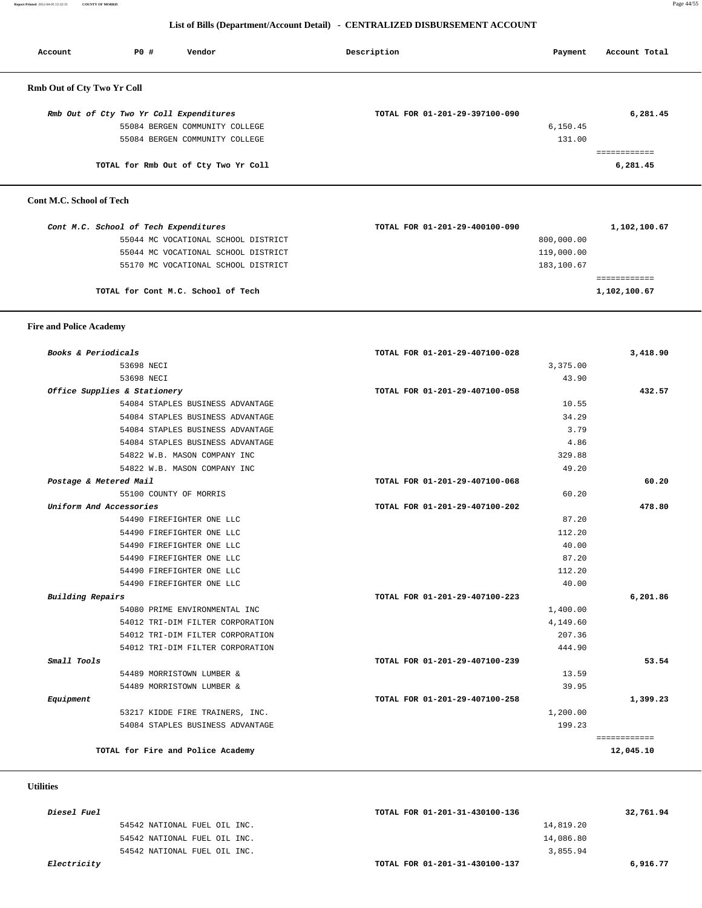## List of Bills (Department/Account Detail) - CENTRALIZED DISBURSEMENT ACCOUNT

| Account | PO # | Vendor | Description | Payment | Account Total |
|---|---|---|---|---|---|

### Rmb Out of Cty Two Yr Coll

| Account | PO # | Vendor | Description | Payment | Account Total |
|---|---|---|---|---|---|
| *Rmb Out of Cty Two Yr Coll Expenditures* | | | TOTAL FOR 01-201-29-397100-090 | | 6,281.45 |
| | 55084 | BERGEN COMMUNITY COLLEGE | | 6,150.45 | |
| | 55084 | BERGEN COMMUNITY COLLEGE | | 131.00 | |
| | | TOTAL for Rmb Out of Cty Two Yr Coll | | | 6,281.45 |

### Cont M.C. School of Tech

| Account | PO # | Vendor | Description | Payment | Account Total |
|---|---|---|---|---|---|
| *Cont M.C. School of Tech Expenditures* | | | TOTAL FOR 01-201-29-400100-090 | | 1,102,100.67 |
| | 55044 | MC VOCATIONAL SCHOOL DISTRICT | | 800,000.00 | |
| | 55044 | MC VOCATIONAL SCHOOL DISTRICT | | 119,000.00 | |
| | 55170 | MC VOCATIONAL SCHOOL DISTRICT | | 183,100.67 | |
| | | TOTAL for Cont M.C. School of Tech | | | 1,102,100.67 |

### Fire and Police Academy

| Account | PO # | Vendor | Description | Payment | Account Total |
|---|---|---|---|---|---|
| *Books & Periodicals* | | | TOTAL FOR 01-201-29-407100-028 | | 3,418.90 |
| | 53698 | NECI | | 3,375.00 | |
| | 53698 | NECI | | 43.90 | |
| *Office Supplies & Stationery* | | | TOTAL FOR 01-201-29-407100-058 | | 432.57 |
| | 54084 | STAPLES BUSINESS ADVANTAGE | | 10.55 | |
| | 54084 | STAPLES BUSINESS ADVANTAGE | | 34.29 | |
| | 54084 | STAPLES BUSINESS ADVANTAGE | | 3.79 | |
| | 54084 | STAPLES BUSINESS ADVANTAGE | | 4.86 | |
| | 54822 | W.B. MASON COMPANY INC | | 329.88 | |
| | 54822 | W.B. MASON COMPANY INC | | 49.20 | |
| *Postage & Metered Mail* | | | TOTAL FOR 01-201-29-407100-068 | | 60.20 |
| | 55100 | COUNTY OF MORRIS | | 60.20 | |
| *Uniform And Accessories* | | | TOTAL FOR 01-201-29-407100-202 | | 478.80 |
| | 54490 | FIREFIGHTER ONE LLC | | 87.20 | |
| | 54490 | FIREFIGHTER ONE LLC | | 112.20 | |
| | 54490 | FIREFIGHTER ONE LLC | | 40.00 | |
| | 54490 | FIREFIGHTER ONE LLC | | 87.20 | |
| | 54490 | FIREFIGHTER ONE LLC | | 112.20 | |
| | 54490 | FIREFIGHTER ONE LLC | | 40.00 | |
| *Building Repairs* | | | TOTAL FOR 01-201-29-407100-223 | | 6,201.86 |
| | 54080 | PRIME ENVIRONMENTAL INC | | 1,400.00 | |
| | 54012 | TRI-DIM FILTER CORPORATION | | 4,149.60 | |
| | 54012 | TRI-DIM FILTER CORPORATION | | 207.36 | |
| | 54012 | TRI-DIM FILTER CORPORATION | | 444.90 | |
| *Small Tools* | | | TOTAL FOR 01-201-29-407100-239 | | 53.54 |
| | 54489 | MORRISTOWN LUMBER & | | 13.59 | |
| | 54489 | MORRISTOWN LUMBER & | | 39.95 | |
| *Equipment* | | | TOTAL FOR 01-201-29-407100-258 | | 1,399.23 |
| | 53217 | KIDDE FIRE TRAINERS, INC. | | 1,200.00 | |
| | 54084 | STAPLES BUSINESS ADVANTAGE | | 199.23 | |
| | | TOTAL for Fire and Police Academy | | | 12,045.10 |

### Utilities

| Account | PO # | Vendor | Description | Payment | Account Total |
|---|---|---|---|---|---|
| *Diesel Fuel* | | | TOTAL FOR 01-201-31-430100-136 | | 32,761.94 |
| | 54542 | NATIONAL FUEL OIL INC. | | 14,819.20 | |
| | 54542 | NATIONAL FUEL OIL INC. | | 14,086.80 | |
| | 54542 | NATIONAL FUEL OIL INC. | | 3,855.94 | |
| *Electricity* | | | TOTAL FOR 01-201-31-430100-137 | | 6,916.77 |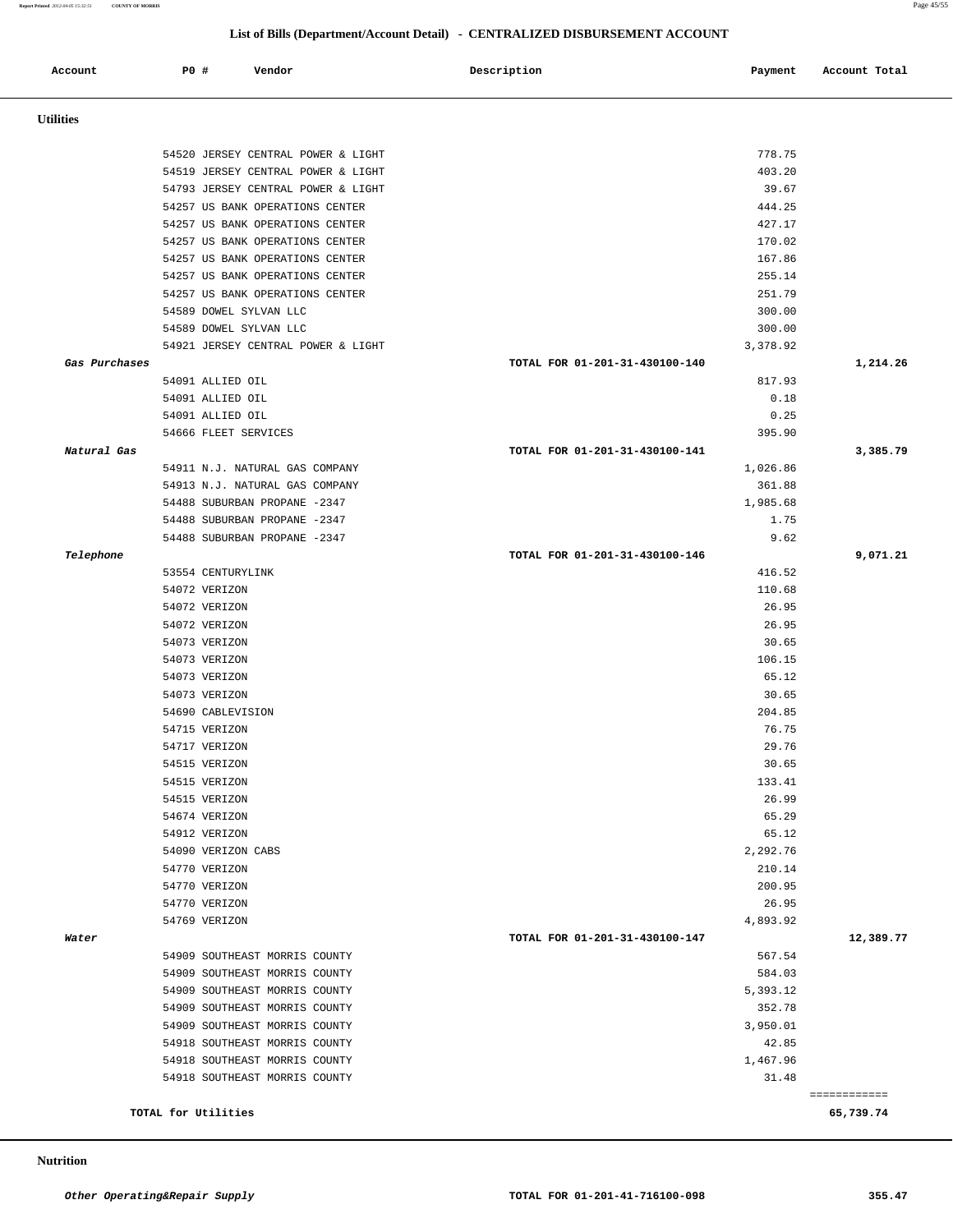## List of Bills (Department/Account Detail) - CENTRALIZED DISBURSEMENT ACCOUNT

| Account | PO # | Vendor | Description | Payment | Account Total |
|---|---|---|---|---|---|
| **Utilities** | | | | | |
| | 54520 | JERSEY CENTRAL POWER & LIGHT | | 778.75 | |
| | 54519 | JERSEY CENTRAL POWER & LIGHT | | 403.20 | |
| | 54793 | JERSEY CENTRAL POWER & LIGHT | | 39.67 | |
| | 54257 | US BANK OPERATIONS CENTER | | 444.25 | |
| | 54257 | US BANK OPERATIONS CENTER | | 427.17 | |
| | 54257 | US BANK OPERATIONS CENTER | | 170.02 | |
| | 54257 | US BANK OPERATIONS CENTER | | 167.86 | |
| | 54257 | US BANK OPERATIONS CENTER | | 255.14 | |
| | 54257 | US BANK OPERATIONS CENTER | | 251.79 | |
| | 54589 | DOWEL SYLVAN LLC | | 300.00 | |
| | 54589 | DOWEL SYLVAN LLC | | 300.00 | |
| | 54921 | JERSEY CENTRAL POWER & LIGHT | | 3,378.92 | |
| *Gas Purchases* | | | TOTAL FOR 01-201-31-430100-140 | | 1,214.26 |
| | 54091 | ALLIED OIL | | 817.93 | |
| | 54091 | ALLIED OIL | | 0.18 | |
| | 54091 | ALLIED OIL | | 0.25 | |
| | 54666 | FLEET SERVICES | | 395.90 | |
| *Natural Gas* | | | TOTAL FOR 01-201-31-430100-141 | | 3,385.79 |
| | 54911 | N.J. NATURAL GAS COMPANY | | 1,026.86 | |
| | 54913 | N.J. NATURAL GAS COMPANY | | 361.88 | |
| | 54488 | SUBURBAN PROPANE -2347 | | 1,985.68 | |
| | 54488 | SUBURBAN PROPANE -2347 | | 1.75 | |
| | 54488 | SUBURBAN PROPANE -2347 | | 9.62 | |
| *Telephone* | | | TOTAL FOR 01-201-31-430100-146 | | 9,071.21 |
| | 53554 | CENTURYLINK | | 416.52 | |
| | 54072 | VERIZON | | 110.68 | |
| | 54072 | VERIZON | | 26.95 | |
| | 54072 | VERIZON | | 26.95 | |
| | 54073 | VERIZON | | 30.65 | |
| | 54073 | VERIZON | | 106.15 | |
| | 54073 | VERIZON | | 65.12 | |
| | 54073 | VERIZON | | 30.65 | |
| | 54690 | CABLEVISION | | 204.85 | |
| | 54715 | VERIZON | | 76.75 | |
| | 54717 | VERIZON | | 29.76 | |
| | 54515 | VERIZON | | 30.65 | |
| | 54515 | VERIZON | | 133.41 | |
| | 54515 | VERIZON | | 26.99 | |
| | 54674 | VERIZON | | 65.29 | |
| | 54912 | VERIZON | | 65.12 | |
| | 54090 | VERIZON CABS | | 2,292.76 | |
| | 54770 | VERIZON | | 210.14 | |
| | 54770 | VERIZON | | 200.95 | |
| | 54770 | VERIZON | | 26.95 | |
| | 54769 | VERIZON | | 4,893.92 | |
| *Water* | | | TOTAL FOR 01-201-31-430100-147 | | 12,389.77 |
| | 54909 | SOUTHEAST MORRIS COUNTY | | 567.54 | |
| | 54909 | SOUTHEAST MORRIS COUNTY | | 584.03 | |
| | 54909 | SOUTHEAST MORRIS COUNTY | | 5,393.12 | |
| | 54909 | SOUTHEAST MORRIS COUNTY | | 352.78 | |
| | 54909 | SOUTHEAST MORRIS COUNTY | | 3,950.01 | |
| | 54918 | SOUTHEAST MORRIS COUNTY | | 42.85 | |
| | 54918 | SOUTHEAST MORRIS COUNTY | | 1,467.96 | |
| | 54918 | SOUTHEAST MORRIS COUNTY | | 31.48 | |
| | | | | | ============ |
| | **TOTAL for Utilities** | | | | **65,739.74** |

| Account | PO # | Vendor | Description | Payment | Account Total |
|---|---|---|---|---|---|
| **Nutrition** | | | | | |
| *Other Operating&Repair Supply* | | | TOTAL FOR 01-201-41-716100-098 | | 355.47 |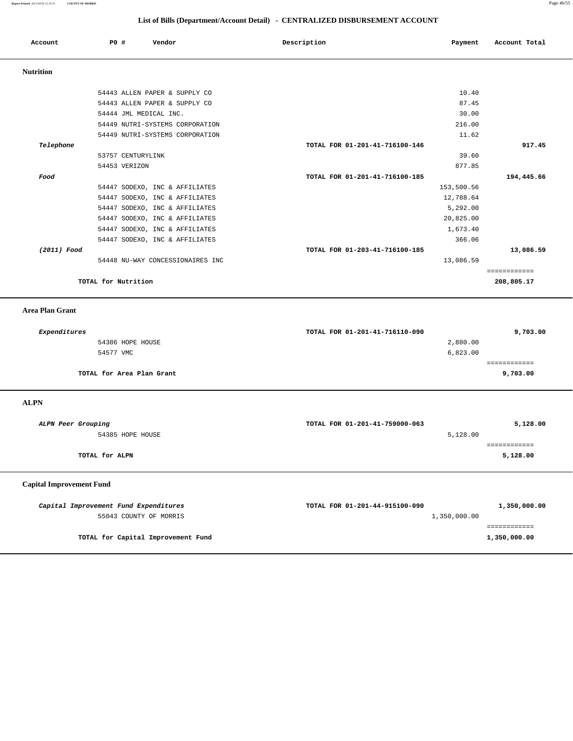## List of Bills (Department/Account Detail) - CENTRALIZED DISBURSEMENT ACCOUNT

| Account | PO # | Vendor | Description | Payment | Account Total |
|---|---|---|---|---|---|

### Nutrition

| Account | PO # | Vendor | Description | Payment | Account Total |
|---|---|---|---|---|---|
| | 54443 | ALLEN PAPER & SUPPLY CO | | 10.40 | |
| | 54443 | ALLEN PAPER & SUPPLY CO | | 87.45 | |
| | 54444 | JML MEDICAL INC. | | 30.00 | |
| | 54449 | NUTRI-SYSTEMS CORPORATION | | 216.00 | |
| | 54449 | NUTRI-SYSTEMS CORPORATION | | 11.62 | |
| *Telephone* | | | TOTAL FOR 01-201-41-716100-146 | | 917.45 |
| | 53757 | CENTURYLINK | | 39.60 | |
| | 54453 | VERIZON | | 877.85 | |
| *Food* | | | TOTAL FOR 01-201-41-716100-185 | | 194,445.66 |
| | 54447 | SODEXO, INC & AFFILIATES | | 153,500.56 | |
| | 54447 | SODEXO, INC & AFFILIATES | | 12,788.64 | |
| | 54447 | SODEXO, INC & AFFILIATES | | 5,292.00 | |
| | 54447 | SODEXO, INC & AFFILIATES | | 20,825.00 | |
| | 54447 | SODEXO, INC & AFFILIATES | | 1,673.40 | |
| | 54447 | SODEXO, INC & AFFILIATES | | 366.06 | |
| *(2011) Food* | | | TOTAL FOR 01-203-41-716100-185 | | 13,086.59 |
| | 54448 | NU-WAY CONCESSIONAIRES INC | | 13,086.59 | |
| **TOTAL for Nutrition** | | | | | **208,805.17** |

### Area Plan Grant

| Account | PO # | Vendor | Description | Payment | Account Total |
|---|---|---|---|---|---|
| *Expenditures* | | | TOTAL FOR 01-201-41-716110-090 | | 9,703.00 |
| | 54386 | HOPE HOUSE | | 2,880.00 | |
| | 54577 | VMC | | 6,823.00 | |
| **TOTAL for Area Plan Grant** | | | | | **9,703.00** |

### ALPN

| Account | PO # | Vendor | Description | Payment | Account Total |
|---|---|---|---|---|---|
| *ALPN Peer Grouping* | | | TOTAL FOR 01-201-41-759000-063 | | 5,128.00 |
| | 54385 | HOPE HOUSE | | 5,128.00 | |
| **TOTAL for ALPN** | | | | | **5,128.00** |

### Capital Improvement Fund

| Account | PO # | Vendor | Description | Payment | Account Total |
|---|---|---|---|---|---|
| *Capital Improvement Fund Expenditures* | | | TOTAL FOR 01-201-44-915100-090 | | 1,350,000.00 |
| | 55043 | COUNTY OF MORRIS | | 1,350,000.00 | |
| **TOTAL for Capital Improvement Fund** | | | | | **1,350,000.00** |